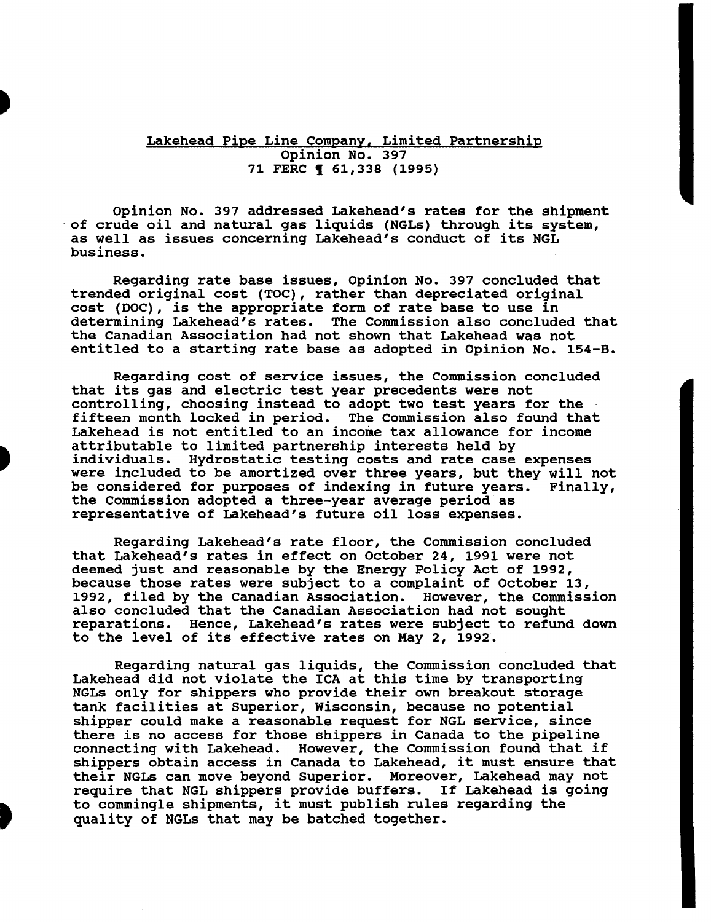# Lakehead Pipe Line Company, Limited Partnership

Opinion No. 397

71 FERC ¶ 61,338 (1995)

Opinion No. 397 addressed Lakehead's rates for the shipment of crude oil and natural gas liquids (NGLs) through its system, as well as issues concerning Lakehead's conduct of its NGL business.

Regarding rate base issues, Opinion No. 397 concluded that trended original cost (TOC), rather than depreciated original cost (DOC), is the appropriate form of rate base to use in determining Lakehead's rates. The Commission also concluded that the Canadian Association had not shown that Lakehead was not entitled to a starting rate base as adopted in Opinion No. 154-B.

Regarding cost of service issues, the Commission concluded that its gas and electric test year precedents were not controlling, choosing instead to adopt two test years for the fifteen month locked in period. The Commission also found that Lakehead is not entitled to an income tax allowance for income attributable to limited partnership interests held by individuals. Hydrostatic testing costs and rate case expenses were included to be amortized over three years, but they will not be considered for purposes of indexing in future years. Finally, the Commission adopted a three-year average period as representative of Lakehead's future oil loss expenses.

Regarding Lakehead's rate floor, the Commission concluded that Lakehead's rates in effect on October 24, 1991 were not deemed just and reasonable by the Energy Policy Act of 1992, because those rates were subject to a complaint of October 13, 1992, filed by the Canadian Association. However, the Commission also concluded that the Canadian Association had not sought reparations. Hence, Lakehead's rates were subject to refund down to the level of its effective rates on May 2, 1992.

Regarding natural gas liquids, the Commission concluded that Lakehead did not violate the ICA at this time by transporting NGLs only for shippers who provide their own breakout storage tank facilities at Superior, Wisconsin, because no potential shipper could make a reasonable request for NGL service, since there is no access for those shippers in Canada to the pipeline connecting with Lakehead. However, the Commission found that if shippers obtain access in Canada to Lakehead, it must ensure that their NGLs can move beyond Superior. Moreover, Lakehead may not require that NGL shippers provide buffers. If Lakehead is going to commingle shipments, it must publish rules regarding the quality of NGLs that may be batched together.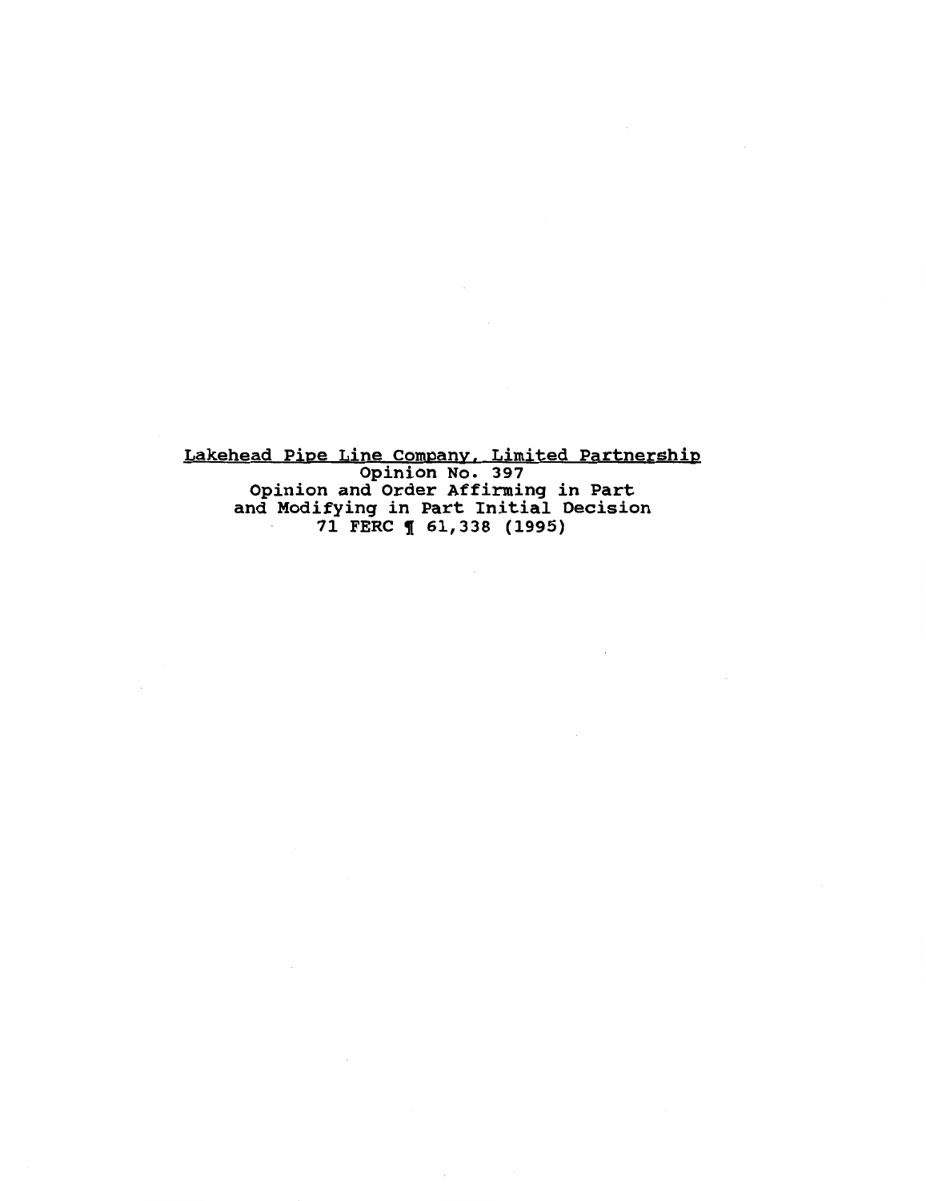<u>Lakehead Pipe Line Company, Limited Partnership</u>
Opinion No. 397
Opinion and Order Affirming in Part
and Modifying in Part Initial Decision
71 FERC ¶ 61,338 (1995)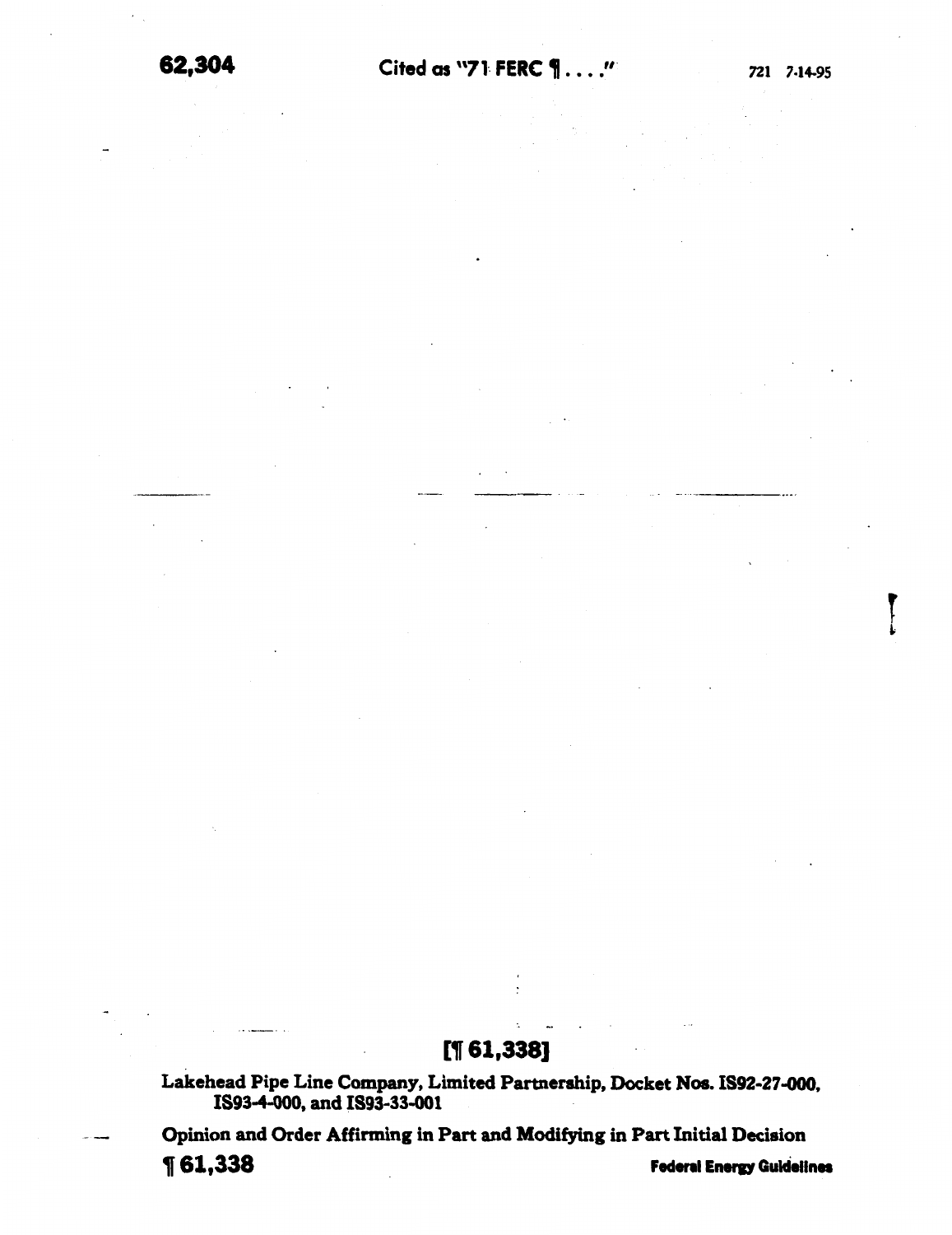[¶ 61,338]

**Lakehead Pipe Line Company, Limited Partnership, Docket Nos. IS92-27-000, IS93-4-000, and IS93-33-001**

**Opinion and Order Affirming in Part and Modifying in Part Initial Decision**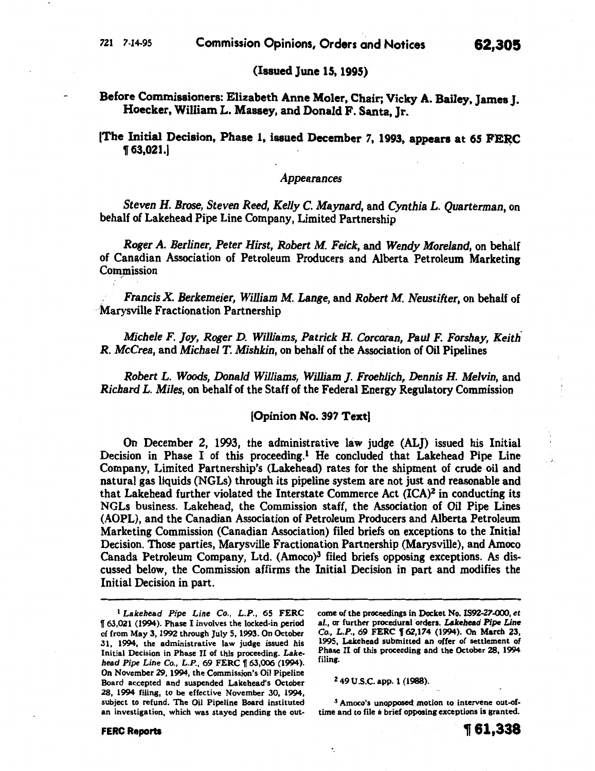(Issued June 15, 1995)

Before Commissioners: Elizabeth Anne Moler, Chair; Vicky A. Bailey, James J. Hoecker, William L. Massey, and Donald F. Santa, Jr.

[The Initial Decision, Phase 1, issued December 7, 1993, appears at 65 FERC ¶ 63,021.]

*Appearances*

*Steven H. Brose, Steven Reed, Kelly C. Maynard,* and *Cynthia L. Quarterman,* on behalf of Lakehead Pipe Line Company, Limited Partnership

*Roger A. Berliner, Peter Hirst, Robert M. Feick,* and *Wendy Moreland,* on behalf of Canadian Association of Petroleum Producers and Alberta Petroleum Marketing Commission

*Francis X. Berkemeier, William M. Lange,* and *Robert M. Neustifter,* on behalf of Marysville Fractionation Partnership

*Michele F. Joy, Roger D. Williams, Patrick H. Corcoran, Paul F. Forshay, Keith R. McCrea,* and *Michael T. Mishkin,* on behalf of the Association of Oil Pipelines

*Robert L. Woods, Donald Williams, William J. Froehlich, Dennis H. Melvin,* and *Richard L. Miles,* on behalf of the Staff of the Federal Energy Regulatory Commission

[Opinion No. 397 Text]

On December 2, 1993, the administrative law judge (ALJ) issued his Initial Decision in Phase I of this proceeding.[1] He concluded that Lakehead Pipe Line Company, Limited Partnership's (Lakehead) rates for the shipment of crude oil and natural gas liquids (NGLs) through its pipeline system are not just and reasonable and that Lakehead further violated the Interstate Commerce Act (ICA)[2] in conducting its NGLs business. Lakehead, the Commission staff, the Association of Oil Pipe Lines (AOPL), and the Canadian Association of Petroleum Producers and Alberta Petroleum Marketing Commission (Canadian Association) filed briefs on exceptions to the Initial Decision. Those parties, Marysville Fractionation Partnership (Marysville), and Amoco Canada Petroleum Company, Ltd. (Amoco)[3] filed briefs opposing exceptions. As discussed below, the Commission affirms the Initial Decision in part and modifies the Initial Decision in part.

---

[1] *Lakehead Pipe Line Co., L.P.,* 65 FERC ¶ 63,021 (1994). Phase I involves the locked-in period of from May 3, 1992 through July 5, 1993. On October 31, 1994, the administrative law judge issued his Initial Decision in Phase II of this proceeding. *Lakehead Pipe Line Co., L.P.,* 69 FERC ¶ 63,006 (1994). On November 29, 1994, the Commission's Oil Pipeline Board accepted and suspended Lakehead's October 28, 1994 filing, to be effective November 30, 1994, subject to refund. The Oil Pipeline Board instituted an investigation, which was stayed pending the outcome of the proceedings in Docket No. IS92-27-000, *et al.,* or further procedural orders. *Lakehead Pipe Line Co., L.P.,* 69 FERC ¶ 62,174 (1994). On March 23, 1995, Lakehead submitted an offer of settlement of Phase II of this proceeding and the October 28, 1994 filing.

[2] 49 U.S.C. app. 1 (1988).

[3] Amoco's unopposed motion to intervene out-of-time and to file a brief opposing exceptions is granted.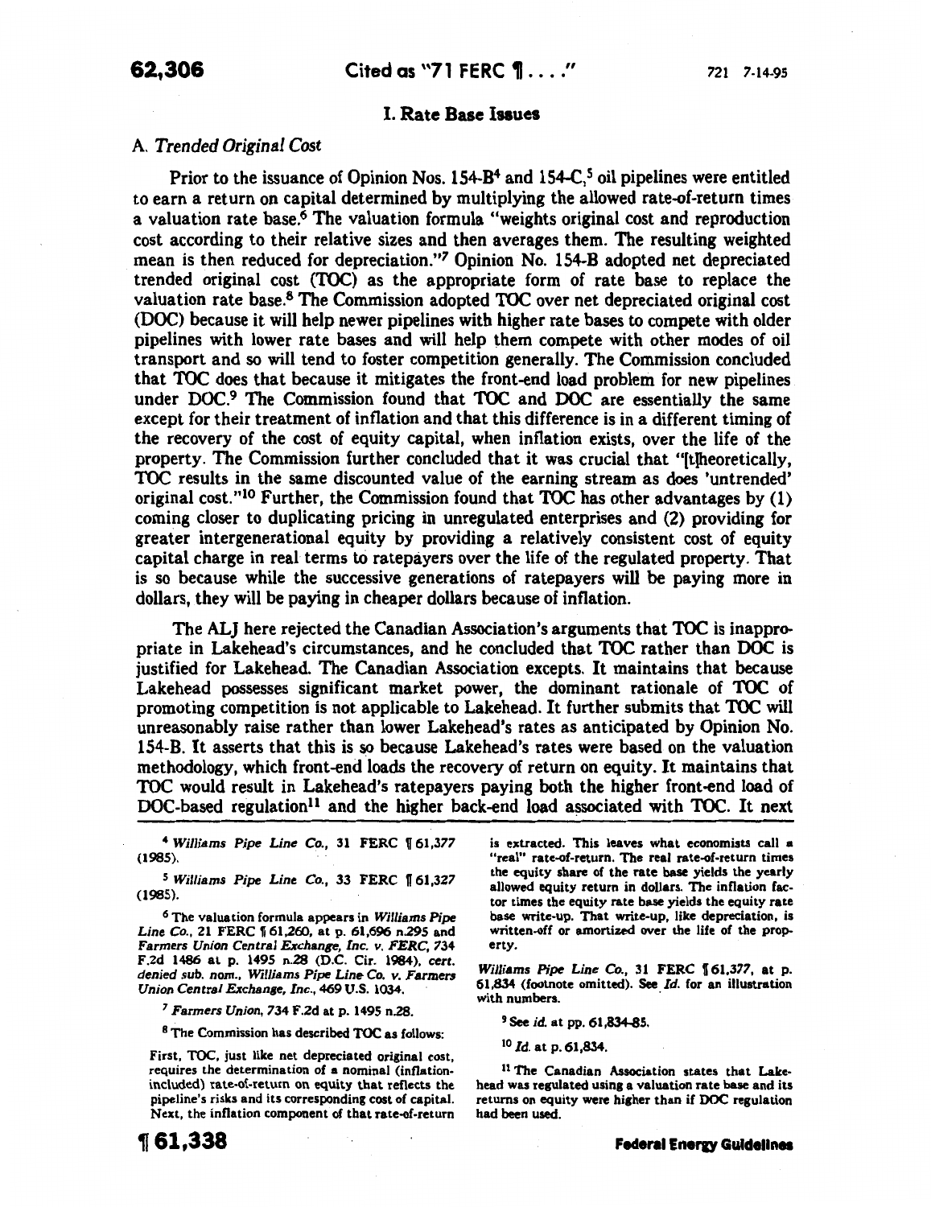## I. Rate Base Issues

### A. *Trended Original Cost*

Prior to the issuance of Opinion Nos. 154-B[4] and 154-C,[5] oil pipelines were entitled to earn a return on capital determined by multiplying the allowed rate-of-return times a valuation rate base.[6] The valuation formula "weights original cost and reproduction cost according to their relative sizes and then averages them. The resulting weighted mean is then reduced for depreciation."[7] Opinion No. 154-B adopted net depreciated trended original cost (TOC) as the appropriate form of rate base to replace the valuation rate base.[8] The Commission adopted TOC over net depreciated original cost (DOC) because it will help newer pipelines with higher rate bases to compete with older pipelines with lower rate bases and will help them compete with other modes of oil transport and so will tend to foster competition generally. The Commission concluded that TOC does that because it mitigates the front-end load problem for new pipelines under DOC.[9] The Commission found that TOC and DOC are essentially the same except for their treatment of inflation and that this difference is in a different timing of the recovery of the cost of equity capital, when inflation exists, over the life of the property. The Commission further concluded that it was crucial that "[t]heoretically, TOC results in the same discounted value of the earning stream as does 'untrended' original cost."[10] Further, the Commission found that TOC has other advantages by (1) coming closer to duplicating pricing in unregulated enterprises and (2) providing for greater intergenerational equity by providing a relatively consistent cost of equity capital charge in real terms to ratepayers over the life of the regulated property. That is so because while the successive generations of ratepayers will be paying more in dollars, they will be paying in cheaper dollars because of inflation.

The ALJ here rejected the Canadian Association's arguments that TOC is inappropriate in Lakehead's circumstances, and he concluded that TOC rather than DOC is justified for Lakehead. The Canadian Association excepts. It maintains that because Lakehead possesses significant market power, the dominant rationale of TOC of promoting competition is not applicable to Lakehead. It further submits that TOC will unreasonably raise rather than lower Lakehead's rates as anticipated by Opinion No. 154-B. It asserts that this is so because Lakehead's rates were based on the valuation methodology, which front-end loads the recovery of return on equity. It maintains that TOC would result in Lakehead's ratepayers paying both the higher front-end load of DOC-based regulation[11] and the higher back-end load associated with TOC. It next

---

[4] *Williams Pipe Line Co.*, 31 FERC ¶ 61,377 (1985).

[5] *Williams Pipe Line Co.*, 33 FERC ¶ 61,327 (1985).

[6] The valuation formula appears in *Williams Pipe Line Co.*, 21 FERC ¶ 61,260, at p. 61,696 n.295 and *Farmers Union Central Exchange, Inc. v. FERC*, 734 F.2d 1486 at p. 1495 n.28 (D.C. Cir. 1984), *cert. denied sub. nom., Williams Pipe Line Co. v. Farmers Union Central Exchange, Inc.*, 469 U.S. 1034.

[7] *Farmers Union*, 734 F.2d at p. 1495 n.28.

[8] The Commission has described TOC as follows:

First, TOC, just like net depreciated original cost, requires the determination of a nominal (inflation-included) rate-of-return on equity that reflects the pipeline's risks and its corresponding cost of capital. Next, the inflation component of that rate-of-return is extracted. This leaves what economists call a "real" rate-of-return. The real rate-of-return times the equity share of the rate base yields the yearly allowed equity return in dollars. The inflation factor times the equity rate base yields the equity rate base write-up. That write-up, like depreciation, is written-off or amortized over the life of the property.

*Williams Pipe Line Co.*, 31 FERC ¶ 61,377, at p. 61,834 (footnote omitted). See *Id.* for an illustration with numbers.

[9] See *id.* at pp. 61,834-85.

[10] *Id.* at p. 61,834.

[11] The Canadian Association states that Lakehead was regulated using a valuation rate base and its returns on equity were higher than if DOC regulation had been used.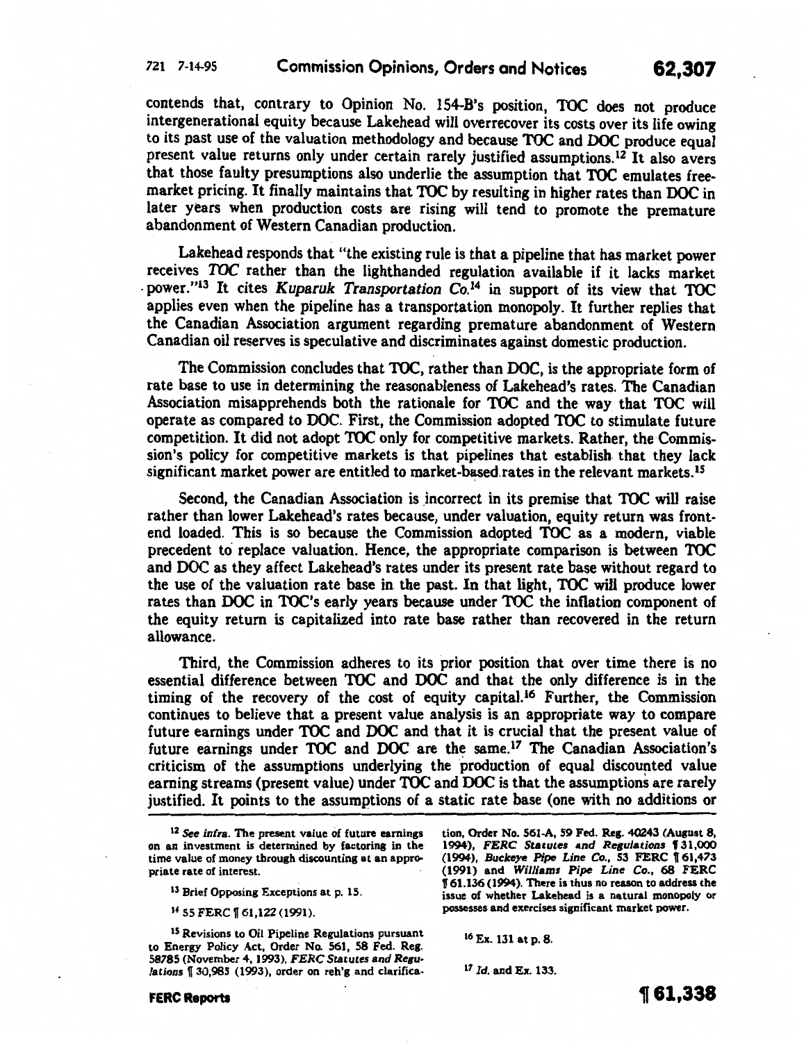contends that, contrary to Opinion No. 154-B's position, TOC does not produce intergenerational equity because Lakehead will overrecover its costs over its life owing to its past use of the valuation methodology and because TOC and DOC produce equal present value returns only under certain rarely justified assumptions.[12] It also avers that those faulty presumptions also underlie the assumption that TOC emulates free-market pricing. It finally maintains that TOC by resulting in higher rates than DOC in later years when production costs are rising will tend to promote the premature abandonment of Western Canadian production.

Lakehead responds that "the existing rule is that a pipeline that has market power receives *TOC* rather than the lighthanded regulation available if it lacks market power."[13] It cites *Kuparuk Transportation Co.*[14] in support of its view that TOC applies even when the pipeline has a transportation monopoly. It further replies that the Canadian Association argument regarding premature abandonment of Western Canadian oil reserves is speculative and discriminates against domestic production.

The Commission concludes that TOC, rather than DOC, is the appropriate form of rate base to use in determining the reasonableness of Lakehead's rates. The Canadian Association misapprehends both the rationale for TOC and the way that TOC will operate as compared to DOC. First, the Commission adopted TOC to stimulate future competition. It did not adopt TOC only for competitive markets. Rather, the Commission's policy for competitive markets is that pipelines that establish that they lack significant market power are entitled to market-based rates in the relevant markets.[15]

Second, the Canadian Association is incorrect in its premise that TOC will raise rather than lower Lakehead's rates because, under valuation, equity return was front-end loaded. This is so because the Commission adopted TOC as a modern, viable precedent to replace valuation. Hence, the appropriate comparison is between TOC and DOC as they affect Lakehead's rates under its present rate base without regard to the use of the valuation rate base in the past. In that light, TOC will produce lower rates than DOC in TOC's early years because under TOC the inflation component of the equity return is capitalized into rate base rather than recovered in the return allowance.

Third, the Commission adheres to its prior position that over time there is no essential difference between TOC and DOC and that the only difference is in the timing of the recovery of the cost of equity capital.[16] Further, the Commission continues to believe that a present value analysis is an appropriate way to compare future earnings under TOC and DOC and that it is crucial that the present value of future earnings under TOC and DOC are the same.[17] The Canadian Association's criticism of the assumptions underlying the production of equal discounted value earning streams (present value) under TOC and DOC is that the assumptions are rarely justified. It points to the assumptions of a static rate base (one with no additions or

---

[12] *See infra.* The present value of future earnings on an investment is determined by factoring in the time value of money through discounting at an appropriate rate of interest.

[13] Brief Opposing Exceptions at p. 15.

[14] 55 FERC ¶ 61,122 (1991).

[15] Revisions to Oil Pipeline Regulations pursuant to Energy Policy Act, Order No. 561, 58 Fed. Reg. 58785 (November 4, 1993), *FERC Statutes and Regulations* ¶ 30,985 (1993), order on reh'g and clarification, Order No. 561-A, 59 Fed. Reg. 40243 (August 8, 1994), *FERC Statutes and Regulations* ¶ 31,000 (1994), *Buckeye Pipe Line Co.*, 53 FERC ¶ 61,473 (1991) and *Williams Pipe Line Co.*, 68 FERC ¶ 61.136 (1994). There is thus no reason to address the issue of whether Lakehead is a natural monopoly or possesses and exercises significant market power.

[16] Ex. 131 at p. 8.

[17] *Id.* and Ex. 133.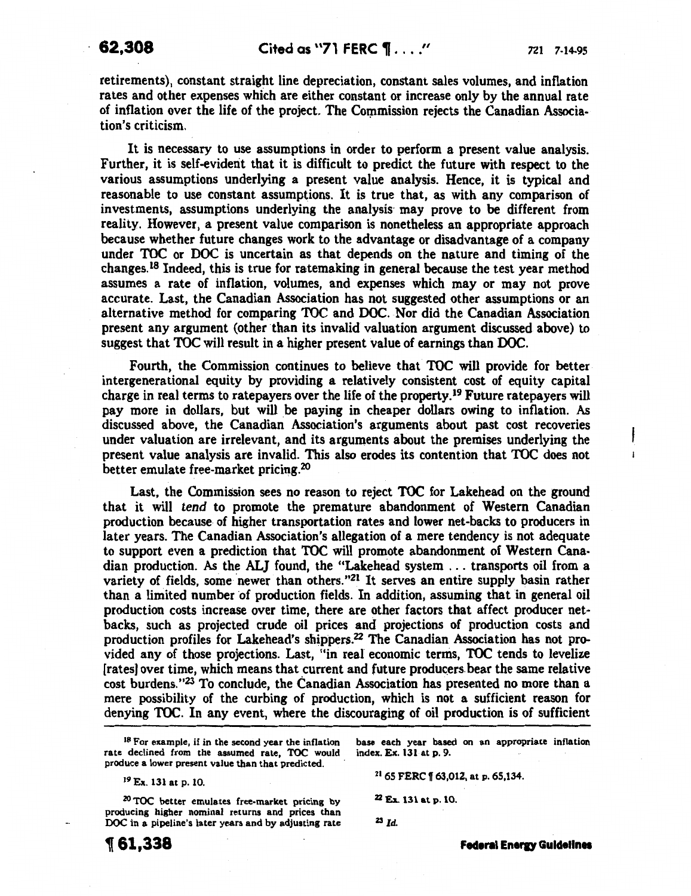retirements), constant straight line depreciation, constant sales volumes, and inflation rates and other expenses which are either constant or increase only by the annual rate of inflation over the life of the project. The Commission rejects the Canadian Association's criticism.

It is necessary to use assumptions in order to perform a present value analysis. Further, it is self-evident that it is difficult to predict the future with respect to the various assumptions underlying a present value analysis. Hence, it is typical and reasonable to use constant assumptions. It is true that, as with any comparison of investments, assumptions underlying the analysis may prove to be different from reality. However, a present value comparison is nonetheless an appropriate approach because whether future changes work to the advantage or disadvantage of a company under TOC or DOC is uncertain as that depends on the nature and timing of the changes.[18] Indeed, this is true for ratemaking in general because the test year method assumes a rate of inflation, volumes, and expenses which may or may not prove accurate. Last, the Canadian Association has not suggested other assumptions or an alternative method for comparing TOC and DOC. Nor did the Canadian Association present any argument (other than its invalid valuation argument discussed above) to suggest that TOC will result in a higher present value of earnings than DOC.

Fourth, the Commission continues to believe that TOC will provide for better intergenerational equity by providing a relatively consistent cost of equity capital charge in real terms to ratepayers over the life of the property.[19] Future ratepayers will pay more in dollars, but will be paying in cheaper dollars owing to inflation. As discussed above, the Canadian Association's arguments about past cost recoveries under valuation are irrelevant, and its arguments about the premises underlying the present value analysis are invalid. This also erodes its contention that TOC does not better emulate free-market pricing.[20]

Last, the Commission sees no reason to reject TOC for Lakehead on the ground that it will *tend* to promote the premature abandonment of Western Canadian production because of higher transportation rates and lower net-backs to producers in later years. The Canadian Association's allegation of a mere tendency is not adequate to support even a prediction that TOC will promote abandonment of Western Canadian production. As the ALJ found, the "Lakehead system ... transports oil from a variety of fields, some newer than others."[21] It serves an entire supply basin rather than a limited number of production fields. In addition, assuming that in general oil production costs increase over time, there are other factors that affect producer net-backs, such as projected crude oil prices and projections of production costs and production profiles for Lakehead's shippers.[22] The Canadian Association has not provided any of those projections. Last, "in real economic terms, TOC tends to levelize [rates] over time, which means that current and future producers bear the same relative cost burdens."[23] To conclude, the Canadian Association has presented no more than a mere possibility of the curbing of production, which is not a sufficient reason for denying TOC. In any event, where the discouraging of oil production is of sufficient

---

[18] For example, if in the second year the inflation rate declined from the assumed rate, TOC would produce a lower present value than that predicted.

[19] Ex. 131 at p. 10.

[20] TOC better emulates free-market pricing by producing higher nominal returns and prices than DOC in a pipeline's later years and by adjusting rate base each year based on an appropriate inflation index. Ex. 131 at p. 9.

[21] 65 FERC ¶ 63,012, at p. 65,134.

[22] Ex. 131 at p. 10.

[23] *Id.*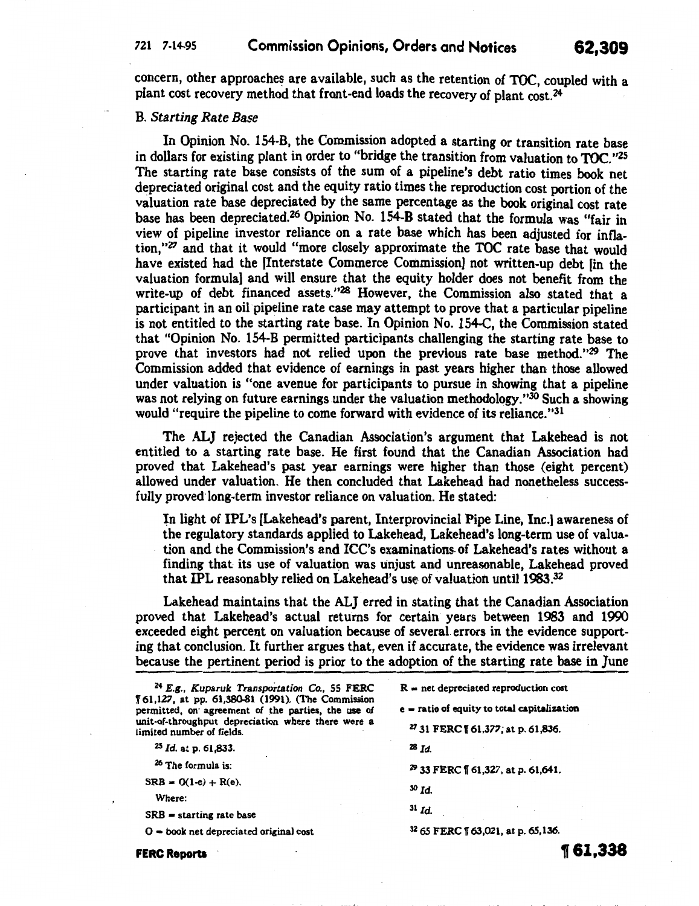concern, other approaches are available, such as the retention of TOC, coupled with a plant cost recovery method that front-end loads the recovery of plant cost.[24]

*B. Starting Rate Base*

In Opinion No. 154-B, the Commission adopted a starting or transition rate base in dollars for existing plant in order to "bridge the transition from valuation to TOC."[25] The starting rate base consists of the sum of a pipeline's debt ratio times book net depreciated original cost and the equity ratio times the reproduction cost portion of the valuation rate base depreciated by the same percentage as the book original cost rate base has been depreciated.[26] Opinion No. 154-B stated that the formula was "fair in view of pipeline investor reliance on a rate base which has been adjusted for inflation,"[27] and that it would "more closely approximate the TOC rate base that would have existed had the [Interstate Commerce Commission] not written-up debt [in the valuation formula] and will ensure that the equity holder does not benefit from the write-up of debt financed assets."[28] However, the Commission also stated that a participant in an oil pipeline rate case may attempt to prove that a particular pipeline is not entitled to the starting rate base. In Opinion No. 154-C, the Commission stated that "Opinion No. 154-B permitted participants challenging the starting rate base to prove that investors had not relied upon the previous rate base method."[29] The Commission added that evidence of earnings in past years higher than those allowed under valuation is "one avenue for participants to pursue in showing that a pipeline was not relying on future earnings under the valuation methodology."[30] Such a showing would "require the pipeline to come forward with evidence of its reliance."[31]

The ALJ rejected the Canadian Association's argument that Lakehead is not entitled to a starting rate base. He first found that the Canadian Association had proved that Lakehead's past year earnings were higher than those (eight percent) allowed under valuation. He then concluded that Lakehead had nonetheless successfully proved long-term investor reliance on valuation. He stated:

> In light of IPL's [Lakehead's parent, Interprovincial Pipe Line, Inc.] awareness of the regulatory standards applied to Lakehead, Lakehead's long-term use of valuation and the Commission's and ICC's examinations of Lakehead's rates without a finding that its use of valuation was unjust and unreasonable, Lakehead proved that IPL reasonably relied on Lakehead's use of valuation until 1983.[32]

Lakehead maintains that the ALJ erred in stating that the Canadian Association proved that Lakehead's actual returns for certain years between 1983 and 1990 exceeded eight percent on valuation because of several errors in the evidence supporting that conclusion. It further argues that, even if accurate, the evidence was irrelevant because the pertinent period is prior to the adoption of the starting rate base in June

---

[24] *E.g., Kuparuk Transportation Co.*, 55 FERC ¶ 61,127, at pp. 61,380-81 (1991). (The Commission permitted, on agreement of the parties, the use of unit-of-throughput depreciation where there were a limited number of fields.

[25] *Id.* at p. 61,833.

[26] The formula is:

$SRB = O(1-e) + R(e)$.

Where:

SRB = starting rate base

O = book net depreciated original cost

R = net depreciated reproduction cost

e = ratio of equity to total capitalization

[27] 31 FERC ¶ 61,377, at p. 61,836.

[28] *Id.*

[29] 33 FERC ¶ 61,327, at p. 61,641.

[30] *Id.*

[31] *Id.*

[32] 65 FERC ¶ 63,021, at p. 65,136.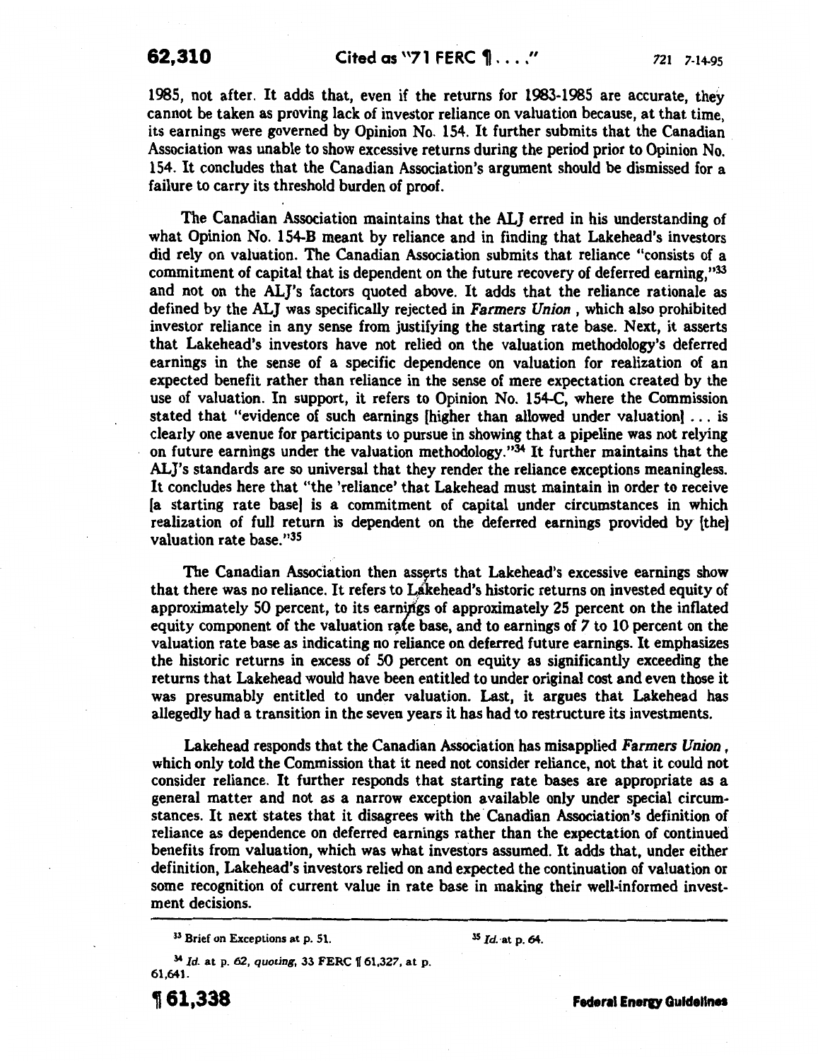1985, not after. It adds that, even if the returns for 1983-1985 are accurate, they cannot be taken as proving lack of investor reliance on valuation because, at that time, its earnings were governed by Opinion No. 154. It further submits that the Canadian Association was unable to show excessive returns during the period prior to Opinion No. 154. It concludes that the Canadian Association's argument should be dismissed for a failure to carry its threshold burden of proof.

The Canadian Association maintains that the ALJ erred in his understanding of what Opinion No. 154-B meant by reliance and in finding that Lakehead's investors did rely on valuation. The Canadian Association submits that reliance "consists of a commitment of capital that is dependent on the future recovery of deferred earning,"[33] and not on the ALJ's factors quoted above. It adds that the reliance rationale as defined by the ALJ was specifically rejected in *Farmers Union*, which also prohibited investor reliance in any sense from justifying the starting rate base. Next, it asserts that Lakehead's investors have not relied on the valuation methodology's deferred earnings in the sense of a specific dependence on valuation for realization of an expected benefit rather than reliance in the sense of mere expectation created by the use of valuation. In support, it refers to Opinion No. 154-C, where the Commission stated that "evidence of such earnings [higher than allowed under valuation] . . . is clearly one avenue for participants to pursue in showing that a pipeline was not relying on future earnings under the valuation methodology."[34] It further maintains that the ALJ's standards are so universal that they render the reliance exceptions meaningless. It concludes here that "the 'reliance' that Lakehead must maintain in order to receive [a starting rate base] is a commitment of capital under circumstances in which realization of full return is dependent on the deferred earnings provided by [the] valuation rate base."[35]

The Canadian Association then asserts that Lakehead's excessive earnings show that there was no reliance. It refers to Lakehead's historic returns on invested equity of approximately 50 percent, to its earnings of approximately 25 percent on the inflated equity component of the valuation rate base, and to earnings of 7 to 10 percent on the valuation rate base as indicating no reliance on deferred future earnings. It emphasizes the historic returns in excess of 50 percent on equity as significantly exceeding the returns that Lakehead would have been entitled to under original cost and even those it was presumably entitled to under valuation. Last, it argues that Lakehead has allegedly had a transition in the seven years it has had to restructure its investments.

Lakehead responds that the Canadian Association has misapplied *Farmers Union*, which only told the Commission that it need not consider reliance, not that it could not consider reliance. It further responds that starting rate bases are appropriate as a general matter and not as a narrow exception available only under special circumstances. It next states that it disagrees with the Canadian Association's definition of reliance as dependence on deferred earnings rather than the expectation of continued benefits from valuation, which was what investors assumed. It adds that, under either definition, Lakehead's investors relied on and expected the continuation of valuation or some recognition of current value in rate base in making their well-informed investment decisions.

---

[33] Brief on Exceptions at p. 51.

[34] *Id.* at p. 62, *quoting*, 33 FERC ¶ 61,327, at p. 61,641.

[35] *Id.* at p. 64.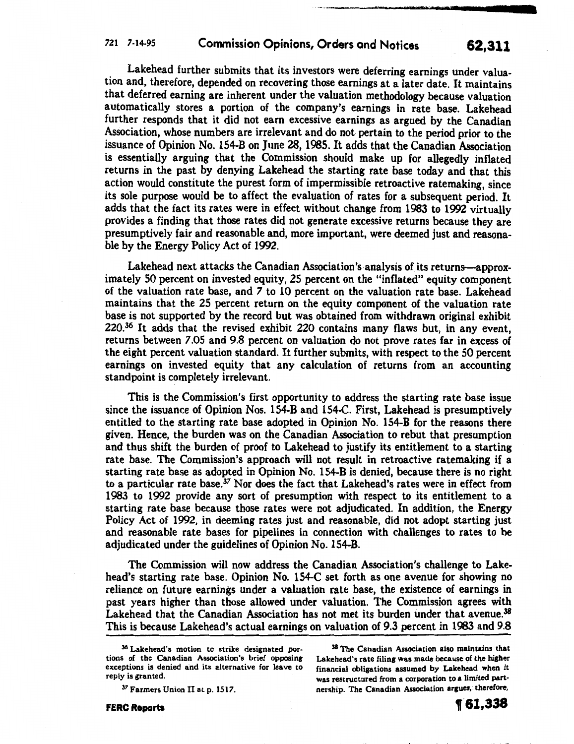Lakehead further submits that its investors were deferring earnings under valuation and, therefore, depended on recovering those earnings at a later date. It maintains that deferred earning are inherent under the valuation methodology because valuation automatically stores a portion of the company's earnings in rate base. Lakehead further responds that it did not earn excessive earnings as argued by the Canadian Association, whose numbers are irrelevant and do not pertain to the period prior to the issuance of Opinion No. 154-B on June 28, 1985. It adds that the Canadian Association is essentially arguing that the Commission should make up for allegedly inflated returns in the past by denying Lakehead the starting rate base today and that this action would constitute the purest form of impermissible retroactive ratemaking, since its sole purpose would be to affect the evaluation of rates for a subsequent period. It adds that the fact its rates were in effect without change from 1983 to 1992 virtually provides a finding that those rates did not generate excessive returns because they are presumptively fair and reasonable and, more important, were deemed just and reasonable by the Energy Policy Act of 1992.

Lakehead next attacks the Canadian Association's analysis of its returns—approximately 50 percent on invested equity, 25 percent on the "inflated" equity component of the valuation rate base, and 7 to 10 percent on the valuation rate base. Lakehead maintains that the 25 percent return on the equity component of the valuation rate base is not supported by the record but was obtained from withdrawn original exhibit 220.[36] It adds that the revised exhibit 220 contains many flaws but, in any event, returns between 7.05 and 9.8 percent on valuation do not prove rates far in excess of the eight percent valuation standard. It further submits, with respect to the 50 percent earnings on invested equity that any calculation of returns from an accounting standpoint is completely irrelevant.

This is the Commission's first opportunity to address the starting rate base issue since the issuance of Opinion Nos. 154-B and 154-C. First, Lakehead is presumptively entitled to the starting rate base adopted in Opinion No. 154-B for the reasons there given. Hence, the burden was on the Canadian Association to rebut that presumption and thus shift the burden of proof to Lakehead to justify its entitlement to a starting rate base. The Commission's approach will not result in retroactive ratemaking if a starting rate base as adopted in Opinion No. 154-B is denied, because there is no right to a particular rate base.[37] Nor does the fact that Lakehead's rates were in effect from 1983 to 1992 provide any sort of presumption with respect to its entitlement to a starting rate base because those rates were not adjudicated. In addition, the Energy Policy Act of 1992, in deeming rates just and reasonable, did not adopt starting just and reasonable rate bases for pipelines in connection with challenges to rates to be adjudicated under the guidelines of Opinion No. 154-B.

The Commission will now address the Canadian Association's challenge to Lakehead's starting rate base. Opinion No. 154-C set forth as one avenue for showing no reliance on future earnings under a valuation rate base, the existence of earnings in past years higher than those allowed under valuation. The Commission agrees with Lakehead that the Canadian Association has not met its burden under that avenue.[38] This is because Lakehead's actual earnings on valuation of 9.3 percent in 1983 and 9.8

---

[36] Lakehead's motion to strike designated portions of the Canadian Association's brief opposing exceptions is denied and its alternative for leave to reply is granted.

[37] Farmers Union II at p. 1517.

[38] The Canadian Association also maintains that Lakehead's rate filing was made because of the higher financial obligations assumed by Lakehead when it was restructured from a corporation to a limited partnership. The Canadian Association argues, therefore,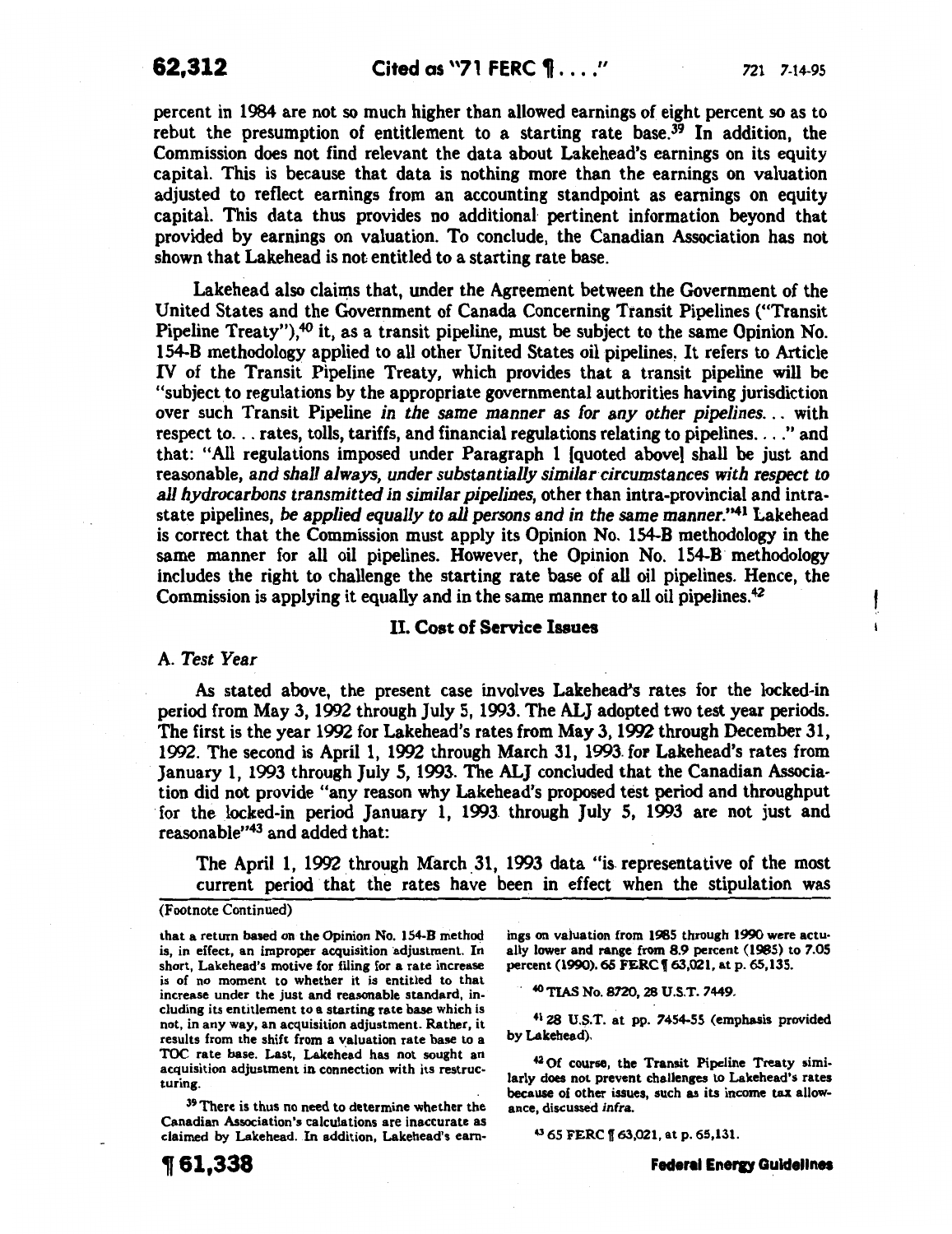percent in 1984 are not so much higher than allowed earnings of eight percent so as to rebut the presumption of entitlement to a starting rate base.[39] In addition, the Commission does not find relevant the data about Lakehead's earnings on its equity capital. This is because that data is nothing more than the earnings on valuation adjusted to reflect earnings from an accounting standpoint as earnings on equity capital. This data thus provides no additional pertinent information beyond that provided by earnings on valuation. To conclude, the Canadian Association has not shown that Lakehead is not entitled to a starting rate base.

Lakehead also claims that, under the Agreement between the Government of the United States and the Government of Canada Concerning Transit Pipelines ("Transit Pipeline Treaty"),[40] it, as a transit pipeline, must be subject to the same Opinion No. 154-B methodology applied to all other United States oil pipelines. It refers to Article IV of the Transit Pipeline Treaty, which provides that a transit pipeline will be "subject to regulations by the appropriate governmental authorities having jurisdiction over such Transit Pipeline *in the same manner as for any other pipelines*... with respect to... rates, tolls, tariffs, and financial regulations relating to pipelines...." and that: "All regulations imposed under Paragraph 1 [quoted above] shall be just and reasonable, *and shall always, under substantially similar circumstances with respect to all hydrocarbons transmitted in similar pipelines*, other than intra-provincial and intrastate pipelines, *be applied equally to all persons and in the same manner*."[41] Lakehead is correct that the Commission must apply its Opinion No. 154-B methodology in the same manner for all oil pipelines. However, the Opinion No. 154-B methodology includes the right to challenge the starting rate base of all oil pipelines. Hence, the Commission is applying it equally and in the same manner to all oil pipelines.[42]

## II. Cost of Service Issues

### A. *Test Year*

As stated above, the present case involves Lakehead's rates for the locked-in period from May 3, 1992 through July 5, 1993. The ALJ adopted two test year periods. The first is the year 1992 for Lakehead's rates from May 3, 1992 through December 31, 1992. The second is April 1, 1992 through March 31, 1993 for Lakehead's rates from January 1, 1993 through July 5, 1993. The ALJ concluded that the Canadian Association did not provide "any reason why Lakehead's proposed test period and throughput for the locked-in period January 1, 1993 through July 5, 1993 are not just and reasonable"[43] and added that:

> The April 1, 1992 through March 31, 1993 data "is representative of the most current period that the rates have been in effect when the stipulation was

(Footnote Continued)

that a return based on the Opinion No. 154-B method is, in effect, an improper acquisition adjustment. In short, Lakehead's motive for filing for a rate increase is of no moment to whether it is entitled to that increase under the just and reasonable standard, including its entitlement to a starting rate base which is not, in any way, an acquisition adjustment. Rather, it results from the shift from a valuation rate base to a TOC rate base. Last, Lakehead has not sought an acquisition adjustment in connection with its restructuring.

[39] There is thus no need to determine whether the Canadian Association's calculations are inaccurate as claimed by Lakehead. In addition, Lakehead's earnings on valuation from 1985 through 1990 were actually lower and range from 8.9 percent (1985) to 7.05 percent (1990). 65 FERC ¶ 63,021, at p. 65,135.

[40] TIAS No. 8720, 28 U.S.T. 7449.

[41] 28 U.S.T. at pp. 7454-55 (emphasis provided by Lakehead).

[42] Of course, the Transit Pipeline Treaty similarly does not prevent challenges to Lakehead's rates because of other issues, such as its income tax allowance, discussed *infra*.

[43] 65 FERC ¶ 63,021, at p. 65,131.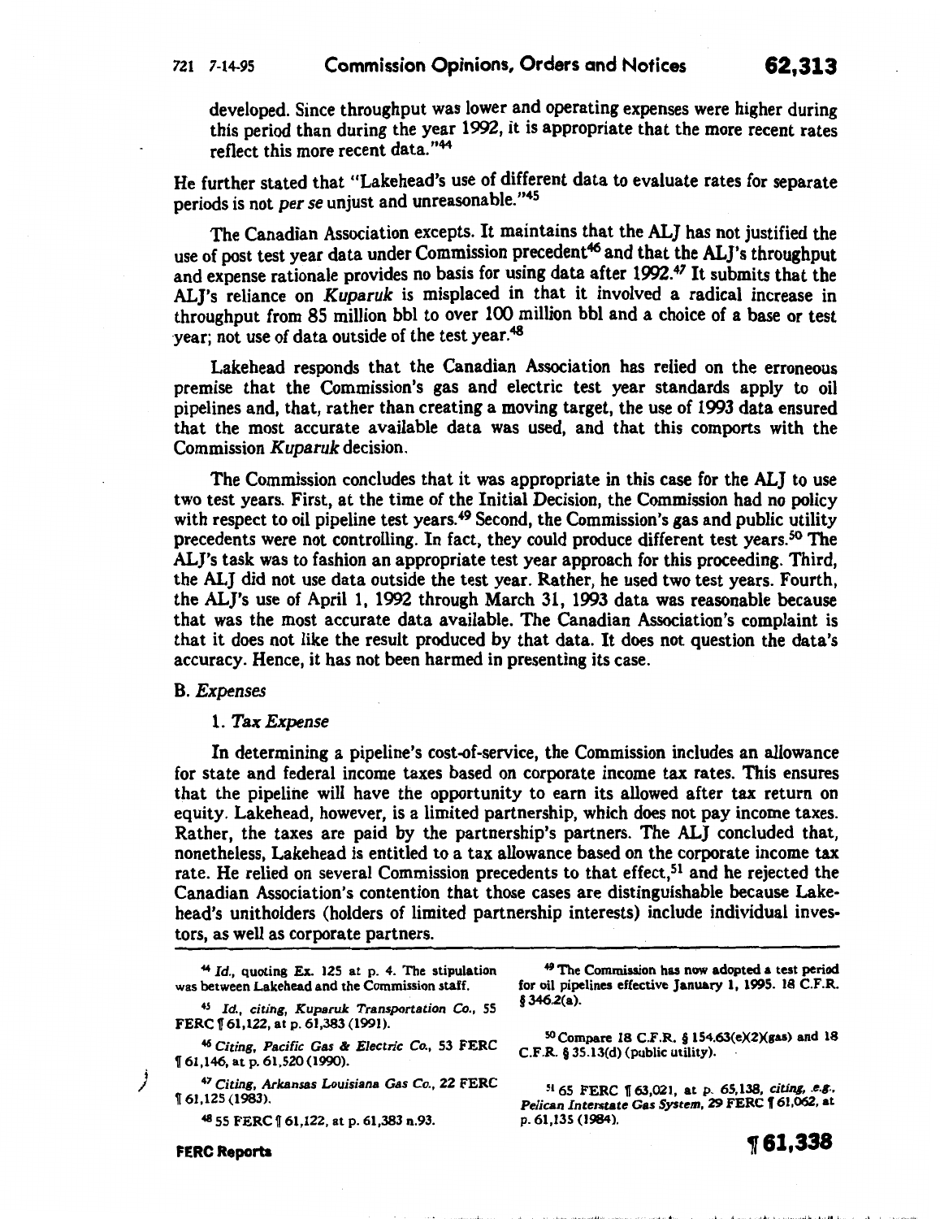developed. Since throughput was lower and operating expenses were higher during this period than during the year 1992, it is appropriate that the more recent rates reflect this more recent data."[44]

He further stated that "Lakehead's use of different data to evaluate rates for separate periods is not *per se* unjust and unreasonable."[45]

The Canadian Association excepts. It maintains that the ALJ has not justified the use of post test year data under Commission precedent[46] and that the ALJ's throughput and expense rationale provides no basis for using data after 1992.[47] It submits that the ALJ's reliance on *Kuparuk* is misplaced in that it involved a radical increase in throughput from 85 million bbl to over 100 million bbl and a choice of a base or test year; not use of data outside of the test year.[48]

Lakehead responds that the Canadian Association has relied on the erroneous premise that the Commission's gas and electric test year standards apply to oil pipelines and, that, rather than creating a moving target, the use of 1993 data ensured that the most accurate available data was used, and that this comports with the Commission *Kuparuk* decision.

The Commission concludes that it was appropriate in this case for the ALJ to use two test years. First, at the time of the Initial Decision, the Commission had no policy with respect to oil pipeline test years.[49] Second, the Commission's gas and public utility precedents were not controlling. In fact, they could produce different test years.[50] The ALJ's task was to fashion an appropriate test year approach for this proceeding. Third, the ALJ did not use data outside the test year. Rather, he used two test years. Fourth, the ALJ's use of April 1, 1992 through March 31, 1993 data was reasonable because that was the most accurate data available. The Canadian Association's complaint is that it does not like the result produced by that data. It does not question the data's accuracy. Hence, it has not been harmed in presenting its case.

B. *Expenses*

1. *Tax Expense*

In determining a pipeline's cost-of-service, the Commission includes an allowance for state and federal income taxes based on corporate income tax rates. This ensures that the pipeline will have the opportunity to earn its allowed after tax return on equity. Lakehead, however, is a limited partnership, which does not pay income taxes. Rather, the taxes are paid by the partnership's partners. The ALJ concluded that, nonetheless, Lakehead is entitled to a tax allowance based on the corporate income tax rate. He relied on several Commission precedents to that effect,[51] and he rejected the Canadian Association's contention that those cases are distinguishable because Lakehead's unitholders (holders of limited partnership interests) include individual investors, as well as corporate partners.

---

[44] *Id.*, quoting Ex. 125 at p. 4. The stipulation was between Lakehead and the Commission staff.

[45] *Id., citing, Kuparuk Transportation Co.*, 55 FERC ¶ 61,122, at p. 61,383 (1991).

[46] *Citing, Pacific Gas & Electric Co.*, 53 FERC ¶ 61,146, at p. 61,520 (1990).

[47] *Citing, Arkansas Louisiana Gas Co.*, 22 FERC ¶ 61,125 (1983).

[48] 55 FERC ¶ 61,122, at p. 61,383 n.93.

[49] The Commission has now adopted a test period for oil pipelines effective January 1, 1995. 18 C.F.R. § 346.2(a).

[50] Compare 18 C.F.R. § 154.63(e)(2)(gas) and 18 C.F.R. § 35.13(d) (public utility).

[51] 65 FERC ¶ 63,021, at p. 65,138, *citing, e.g., Pelican Interstate Gas System*, 29 FERC ¶ 61,062, at p. 61,135 (1984).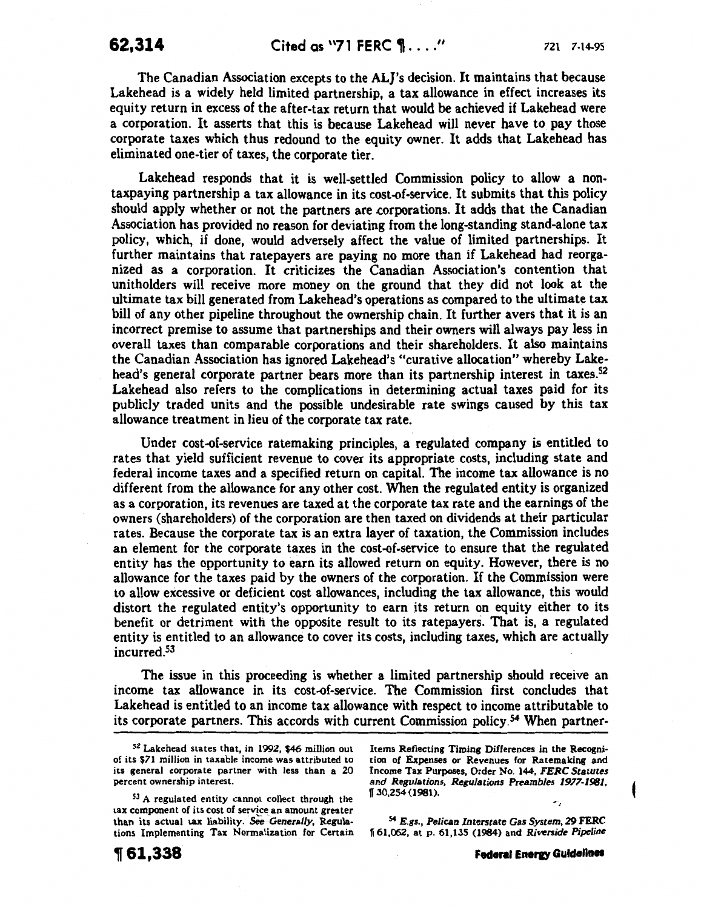The Canadian Association excepts to the ALJ's decision. It maintains that because Lakehead is a widely held limited partnership, a tax allowance in effect increases its equity return in excess of the after-tax return that would be achieved if Lakehead were a corporation. It asserts that this is because Lakehead will never have to pay those corporate taxes which thus redound to the equity owner. It adds that Lakehead has eliminated one-tier of taxes, the corporate tier.

Lakehead responds that it is well-settled Commission policy to allow a non-taxpaying partnership a tax allowance in its cost-of-service. It submits that this policy should apply whether or not the partners are corporations. It adds that the Canadian Association has provided no reason for deviating from the long-standing stand-alone tax policy, which, if done, would adversely affect the value of limited partnerships. It further maintains that ratepayers are paying no more than if Lakehead had reorganized as a corporation. It criticizes the Canadian Association's contention that unitholders will receive more money on the ground that they did not look at the ultimate tax bill generated from Lakehead's operations as compared to the ultimate tax bill of any other pipeline throughout the ownership chain. It further avers that it is an incorrect premise to assume that partnerships and their owners will always pay less in overall taxes than comparable corporations and their shareholders. It also maintains the Canadian Association has ignored Lakehead's "curative allocation" whereby Lakehead's general corporate partner bears more than its partnership interest in taxes.[52] Lakehead also refers to the complications in determining actual taxes paid for its publicly traded units and the possible undesirable rate swings caused by this tax allowance treatment in lieu of the corporate tax rate.

Under cost-of-service ratemaking principles, a regulated company is entitled to rates that yield sufficient revenue to cover its appropriate costs, including state and federal income taxes and a specified return on capital. The income tax allowance is no different from the allowance for any other cost. When the regulated entity is organized as a corporation, its revenues are taxed at the corporate tax rate and the earnings of the owners (shareholders) of the corporation are then taxed on dividends at their particular rates. Because the corporate tax is an extra layer of taxation, the Commission includes an element for the corporate taxes in the cost-of-service to ensure that the regulated entity has the opportunity to earn its allowed return on equity. However, there is no allowance for the taxes paid by the owners of the corporation. If the Commission were to allow excessive or deficient cost allowances, including the tax allowance, this would distort the regulated entity's opportunity to earn its return on equity either to its benefit or detriment with the opposite result to its ratepayers. That is, a regulated entity is entitled to an allowance to cover its costs, including taxes, which are actually incurred.[53]

The issue in this proceeding is whether a limited partnership should receive an income tax allowance in its cost-of-service. The Commission first concludes that Lakehead is entitled to an income tax allowance with respect to income attributable to its corporate partners. This accords with current Commission policy.[54] When partner-

---

[52] Lakehead states that, in 1992, $46 million out of its $71 million in taxable income was attributed to its general corporate partner with less than a 20 percent ownership interest.

[53] A regulated entity cannot collect through the tax component of its cost of service an amount greater than its actual tax liability. *See Generally*, Regulations Implementing Tax Normalization for Certain Items Reflecting Timing Differences in the Recognition of Expenses or Revenues for Ratemaking and Income Tax Purposes, Order No. 144, *FERC Statutes and Regulations, Regulations Preambles 1977-1981*, ¶ 30,254 (1981).

[54] *E.gs.*, *Pelican Interstate Gas System*, 29 FERC ¶ 61,062, at p. 61,135 (1984) and *Riverside Pipeline*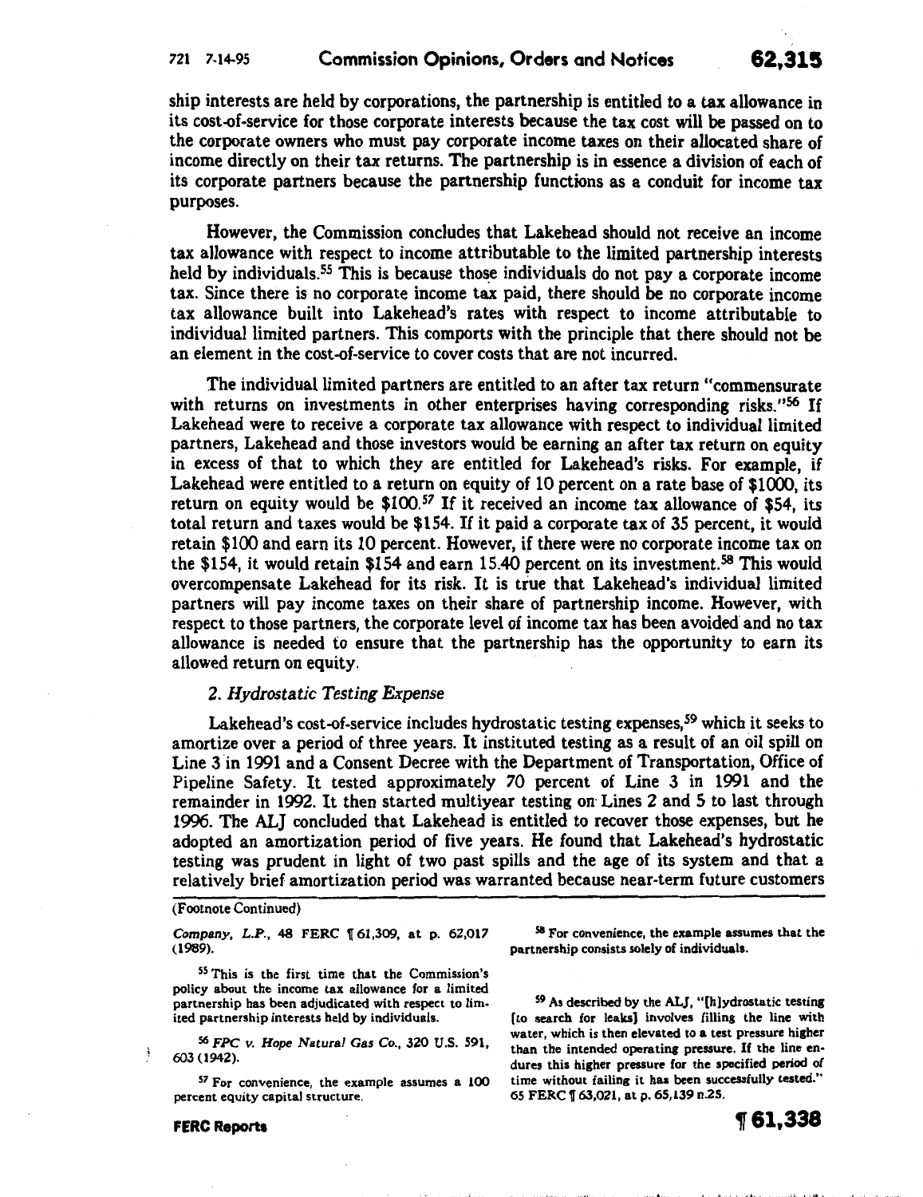ship interests are held by corporations, the partnership is entitled to a tax allowance in its cost-of-service for those corporate interests because the tax cost will be passed on to the corporate owners who must pay corporate income taxes on their allocated share of income directly on their tax returns. The partnership is in essence a division of each of its corporate partners because the partnership functions as a conduit for income tax purposes.

However, the Commission concludes that Lakehead should not receive an income tax allowance with respect to income attributable to the limited partnership interests held by individuals.[55] This is because those individuals do not pay a corporate income tax. Since there is no corporate income tax paid, there should be no corporate income tax allowance built into Lakehead's rates with respect to income attributable to individual limited partners. This comports with the principle that there should not be an element in the cost-of-service to cover costs that are not incurred.

The individual limited partners are entitled to an after tax return "commensurate with returns on investments in other enterprises having corresponding risks."[56] If Lakehead were to receive a corporate tax allowance with respect to individual limited partners, Lakehead and those investors would be earning an after tax return on equity in excess of that to which they are entitled for Lakehead's risks. For example, if Lakehead were entitled to a return on equity of 10 percent on a rate base of $1000, its return on equity would be $100.[57] If it received an income tax allowance of $54, its total return and taxes would be $154. If it paid a corporate tax of 35 percent, it would retain $100 and earn its 10 percent. However, if there were no corporate income tax on the $154, it would retain $154 and earn 15.40 percent on its investment.[58] This would overcompensate Lakehead for its risk. It is true that Lakehead's individual limited partners will pay income taxes on their share of partnership income. However, with respect to those partners, the corporate level of income tax has been avoided and no tax allowance is needed to ensure that the partnership has the opportunity to earn its allowed return on equity.

### 2. *Hydrostatic Testing Expense*

Lakehead's cost-of-service includes hydrostatic testing expenses,[59] which it seeks to amortize over a period of three years. It instituted testing as a result of an oil spill on Line 3 in 1991 and a Consent Decree with the Department of Transportation, Office of Pipeline Safety. It tested approximately 70 percent of Line 3 in 1991 and the remainder in 1992. It then started multiyear testing on Lines 2 and 5 to last through 1996. The ALJ concluded that Lakehead is entitled to recover those expenses, but he adopted an amortization period of five years. He found that Lakehead's hydrostatic testing was prudent in light of two past spills and the age of its system and that a relatively brief amortization period was warranted because near-term future customers

---

(Footnote Continued)

*Company, L.P.*, 48 FERC ¶ 61,309, at p. 62,017 (1989).

[55] This is the first time that the Commission's policy about the income tax allowance for a limited partnership has been adjudicated with respect to limited partnership interests held by individuals.

[56] *FPC v. Hope Natural Gas Co.*, 320 U.S. 591, 603 (1942).

[57] For convenience, the example assumes a 100 percent equity capital structure.

[58] For convenience, the example assumes that the partnership consists solely of individuals.

[59] As described by the ALJ, "[h]ydrostatic testing [to search for leaks] involves filling the line with water, which is then elevated to a test pressure higher than the intended operating pressure. If the line endures this higher pressure for the specified period of time without failing it has been successfully tested." 65 FERC ¶ 63,021, at p. 65,139 n.25.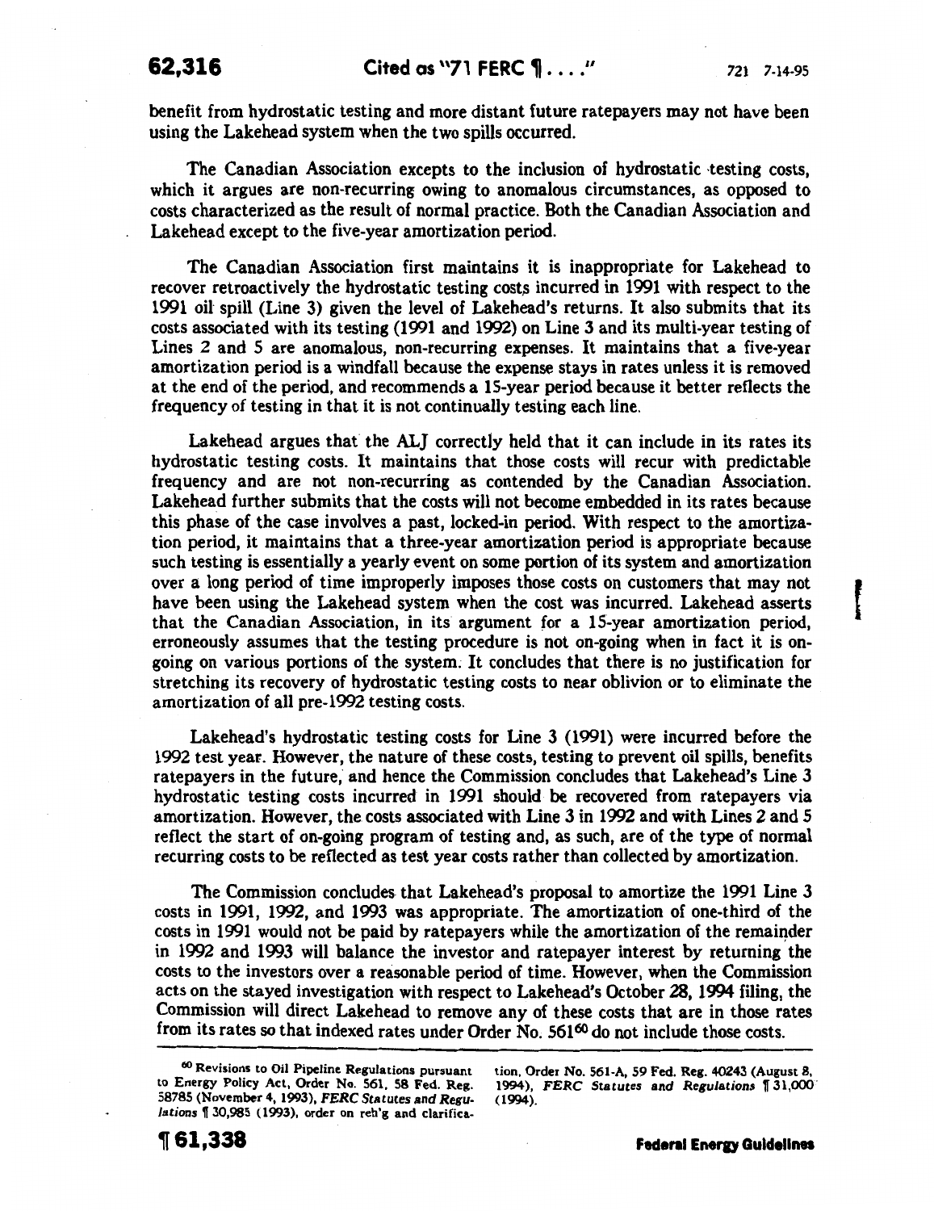benefit from hydrostatic testing and more distant future ratepayers may not have been using the Lakehead system when the two spills occurred.

The Canadian Association excepts to the inclusion of hydrostatic testing costs, which it argues are non-recurring owing to anomalous circumstances, as opposed to costs characterized as the result of normal practice. Both the Canadian Association and Lakehead except to the five-year amortization period.

The Canadian Association first maintains it is inappropriate for Lakehead to recover retroactively the hydrostatic testing costs incurred in 1991 with respect to the 1991 oil spill (Line 3) given the level of Lakehead's returns. It also submits that its costs associated with its testing (1991 and 1992) on Line 3 and its multi-year testing of Lines 2 and 5 are anomalous, non-recurring expenses. It maintains that a five-year amortization period is a windfall because the expense stays in rates unless it is removed at the end of the period, and recommends a 15-year period because it better reflects the frequency of testing in that it is not continually testing each line.

Lakehead argues that the ALJ correctly held that it can include in its rates its hydrostatic testing costs. It maintains that those costs will recur with predictable frequency and are not non-recurring as contended by the Canadian Association. Lakehead further submits that the costs will not become embedded in its rates because this phase of the case involves a past, locked-in period. With respect to the amortization period, it maintains that a three-year amortization period is appropriate because such testing is essentially a yearly event on some portion of its system and amortization over a long period of time improperly imposes those costs on customers that may not have been using the Lakehead system when the cost was incurred. Lakehead asserts that the Canadian Association, in its argument for a 15-year amortization period, erroneously assumes that the testing procedure is not on-going when in fact it is on-going on various portions of the system. It concludes that there is no justification for stretching its recovery of hydrostatic testing costs to near oblivion or to eliminate the amortization of all pre-1992 testing costs.

Lakehead's hydrostatic testing costs for Line 3 (1991) were incurred before the 1992 test year. However, the nature of these costs, testing to prevent oil spills, benefits ratepayers in the future, and hence the Commission concludes that Lakehead's Line 3 hydrostatic testing costs incurred in 1991 should be recovered from ratepayers via amortization. However, the costs associated with Line 3 in 1992 and with Lines 2 and 5 reflect the start of on-going program of testing and, as such, are of the type of normal recurring costs to be reflected as test year costs rather than collected by amortization.

The Commission concludes that Lakehead's proposal to amortize the 1991 Line 3 costs in 1991, 1992, and 1993 was appropriate. The amortization of one-third of the costs in 1991 would not be paid by ratepayers while the amortization of the remainder in 1992 and 1993 will balance the investor and ratepayer interest by returning the costs to the investors over a reasonable period of time. However, when the Commission acts on the stayed investigation with respect to Lakehead's October 28, 1994 filing, the Commission will direct Lakehead to remove any of these costs that are in those rates from its rates so that indexed rates under Order No. 561[60] do not include those costs.

---

[60] Revisions to Oil Pipeline Regulations pursuant to Energy Policy Act, Order No. 561, 58 Fed. Reg. 58785 (November 4, 1993), *FERC Statutes and Regulations* ¶ 30,985 (1993), order on reh'g and clarification, Order No. 561-A, 59 Fed. Reg. 40243 (August 8, 1994), *FERC Statutes and Regulations* ¶ 31,000 (1994).

¶ 61,338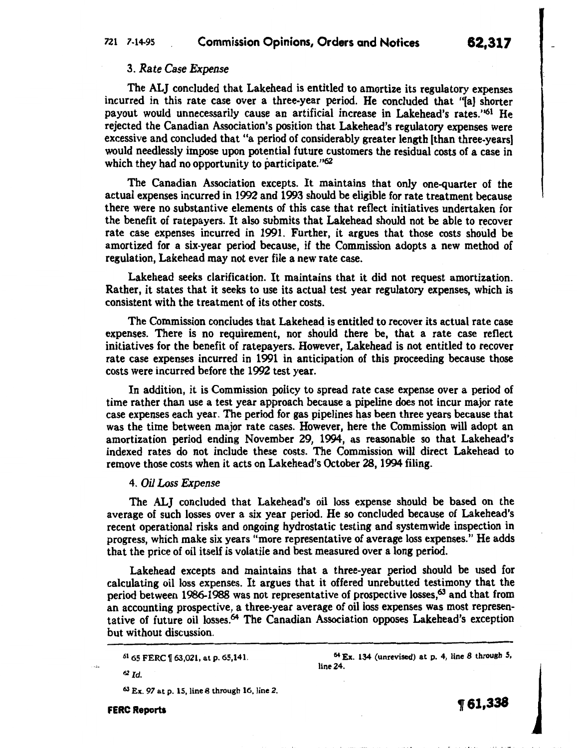### 3. *Rate Case Expense*

The ALJ concluded that Lakehead is entitled to amortize its regulatory expenses incurred in this rate case over a three-year period. He concluded that "[a] shorter payout would unnecessarily cause an artificial increase in Lakehead's rates."[61] He rejected the Canadian Association's position that Lakehead's regulatory expenses were excessive and concluded that "a period of considerably greater length [than three-years] would needlessly impose upon potential future customers the residual costs of a case in which they had no opportunity to participate."[62]

The Canadian Association excepts. It maintains that only one-quarter of the actual expenses incurred in 1992 and 1993 should be eligible for rate treatment because there were no substantive elements of this case that reflect initiatives undertaken for the benefit of ratepayers. It also submits that Lakehead should not be able to recover rate case expenses incurred in 1991. Further, it argues that those costs should be amortized for a six-year period because, if the Commission adopts a new method of regulation, Lakehead may not ever file a new rate case.

Lakehead seeks clarification. It maintains that it did not request amortization. Rather, it states that it seeks to use its actual test year regulatory expenses, which is consistent with the treatment of its other costs.

The Commission concludes that Lakehead is entitled to recover its actual rate case expenses. There is no requirement, nor should there be, that a rate case reflect initiatives for the benefit of ratepayers. However, Lakehead is not entitled to recover rate case expenses incurred in 1991 in anticipation of this proceeding because those costs were incurred before the 1992 test year.

In addition, it is Commission policy to spread rate case expense over a period of time rather than use a test year approach because a pipeline does not incur major rate case expenses each year. The period for gas pipelines has been three years because that was the time between major rate cases. However, here the Commission will adopt an amortization period ending November 29, 1994, as reasonable so that Lakehead's indexed rates do not include these costs. The Commission will direct Lakehead to remove those costs when it acts on Lakehead's October 28, 1994 filing.

### 4. *Oil Loss Expense*

The ALJ concluded that Lakehead's oil loss expense should be based on the average of such losses over a six year period. He so concluded because of Lakehead's recent operational risks and ongoing hydrostatic testing and systemwide inspection in progress, which make six years "more representative of average loss expenses." He adds that the price of oil itself is volatile and best measured over a long period.

Lakehead excepts and maintains that a three-year period should be used for calculating oil loss expenses. It argues that it offered unrebutted testimony that the period between 1986-1988 was not representative of prospective losses,[63] and that from an accounting prospective, a three-year average of oil loss expenses was most representative of future oil losses.[64] The Canadian Association opposes Lakehead's exception but without discussion.

---

[61] 65 FERC ¶ 63,021, at p. 65,141.

[62] *Id.*

[63] Ex. 97 at p. 15, line 8 through 16, line 2.

[64] Ex. 134 (unrevised) at p. 4, line 8 through 5, line 24.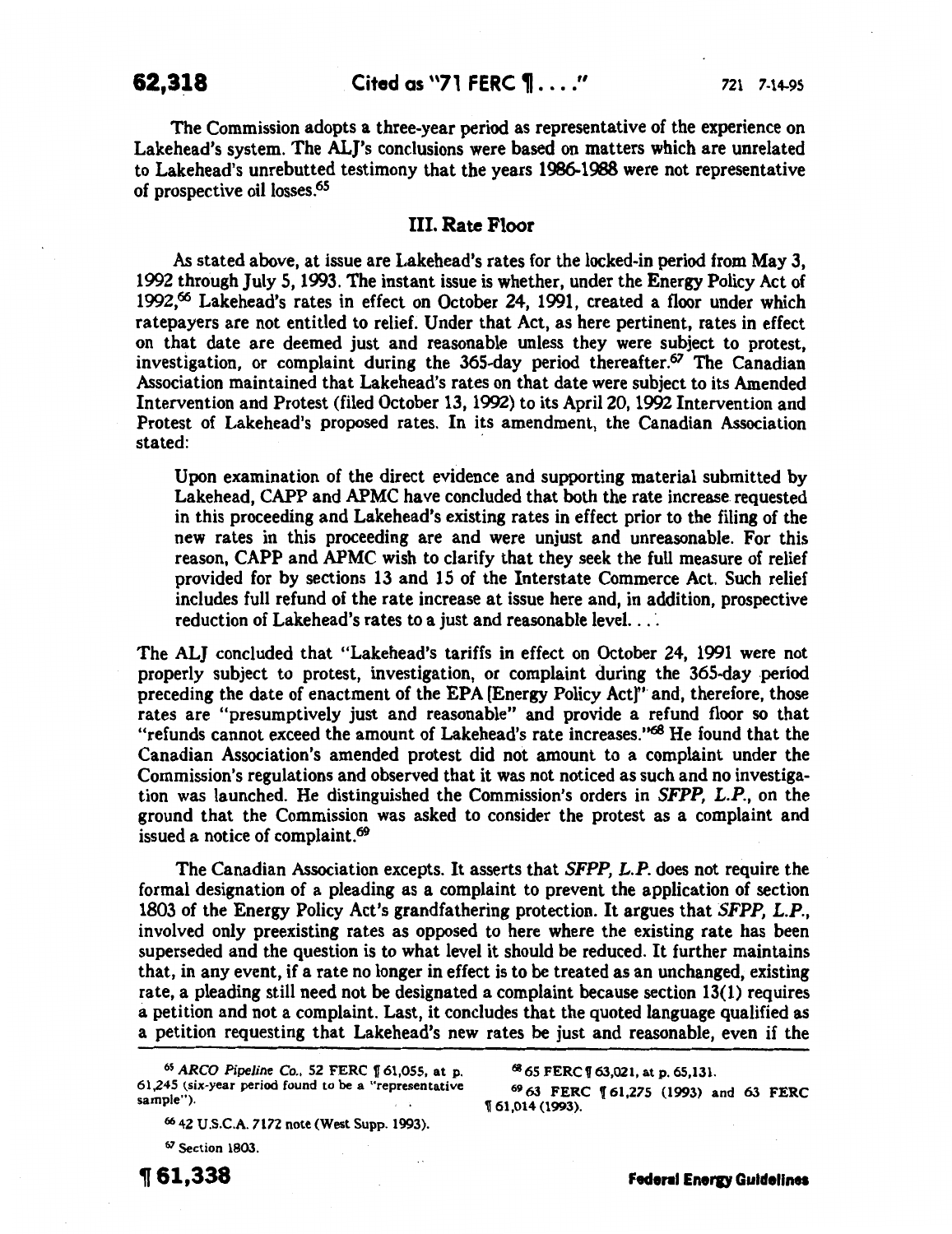The Commission adopts a three-year period as representative of the experience on Lakehead's system. The ALJ's conclusions were based on matters which are unrelated to Lakehead's unrebutted testimony that the years 1986-1988 were not representative of prospective oil losses.[65]

### III. Rate Floor

As stated above, at issue are Lakehead's rates for the locked-in period from May 3, 1992 through July 5, 1993. The instant issue is whether, under the Energy Policy Act of 1992,[66] Lakehead's rates in effect on October 24, 1991, created a floor under which ratepayers are not entitled to relief. Under that Act, as here pertinent, rates in effect on that date are deemed just and reasonable unless they were subject to protest, investigation, or complaint during the 365-day period thereafter.[67] The Canadian Association maintained that Lakehead's rates on that date were subject to its Amended Intervention and Protest (filed October 13, 1992) to its April 20, 1992 Intervention and Protest of Lakehead's proposed rates. In its amendment, the Canadian Association stated:

> Upon examination of the direct evidence and supporting material submitted by Lakehead, CAPP and APMC have concluded that both the rate increase requested in this proceeding and Lakehead's existing rates in effect prior to the filing of the new rates in this proceeding are and were unjust and unreasonable. For this reason, CAPP and APMC wish to clarify that they seek the full measure of relief provided for by sections 13 and 15 of the Interstate Commerce Act. Such relief includes full refund of the rate increase at issue here and, in addition, prospective reduction of Lakehead's rates to a just and reasonable level. . . .

The ALJ concluded that "Lakehead's tariffs in effect on October 24, 1991 were not properly subject to protest, investigation, or complaint during the 365-day period preceding the date of enactment of the EPA [Energy Policy Act]" and, therefore, those rates are "presumptively just and reasonable" and provide a refund floor so that "refunds cannot exceed the amount of Lakehead's rate increases."[68] He found that the Canadian Association's amended protest did not amount to a complaint under the Commission's regulations and observed that it was not noticed as such and no investigation was launched. He distinguished the Commission's orders in *SFPP, L.P.*, on the ground that the Commission was asked to consider the protest as a complaint and issued a notice of complaint.[69]

The Canadian Association excepts. It asserts that *SFPP, L.P.* does not require the formal designation of a pleading as a complaint to prevent the application of section 1803 of the Energy Policy Act's grandfathering protection. It argues that *SFPP, L.P.*, involved only preexisting rates as opposed to here where the existing rate has been superseded and the question is to what level it should be reduced. It further maintains that, in any event, if a rate no longer in effect is to be treated as an unchanged, existing rate, a pleading still need not be designated a complaint because section 13(1) requires a petition and not a complaint. Last, it concludes that the quoted language qualified as a petition requesting that Lakehead's new rates be just and reasonable, even if the

---

[65] *ARCO Pipeline Co.*, 52 FERC ¶ 61,055, at p. 61,245 (six-year period found to be a "representative sample").

[66] 42 U.S.C.A. 7172 note (West Supp. 1993).

[67] Section 1803.

[68] 65 FERC ¶ 63,021, at p. 65,131.

[69] 63 FERC ¶ 61,275 (1993) and 63 FERC ¶ 61,014 (1993).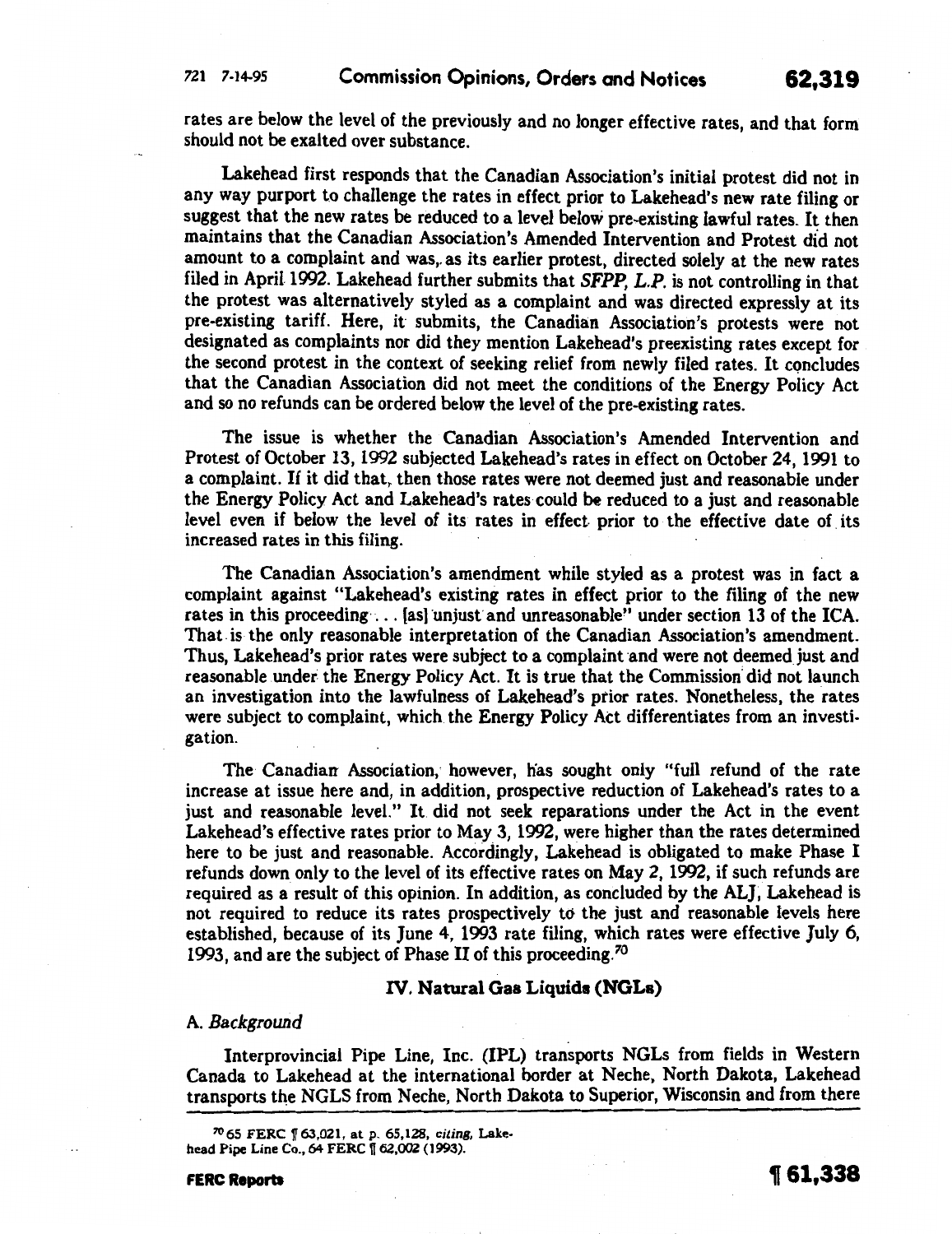rates are below the level of the previously and no longer effective rates, and that form should not be exalted over substance.

Lakehead first responds that the Canadian Association's initial protest did not in any way purport to challenge the rates in effect prior to Lakehead's new rate filing or suggest that the new rates be reduced to a level below pre-existing lawful rates. It then maintains that the Canadian Association's Amended Intervention and Protest did not amount to a complaint and was, as its earlier protest, directed solely at the new rates filed in April 1992. Lakehead further submits that *SFPP, L.P.* is not controlling in that the protest was alternatively styled as a complaint and was directed expressly at its pre-existing tariff. Here, it submits, the Canadian Association's protests were not designated as complaints nor did they mention Lakehead's preexisting rates except for the second protest in the context of seeking relief from newly filed rates. It concludes that the Canadian Association did not meet the conditions of the Energy Policy Act and so no refunds can be ordered below the level of the pre-existing rates.

The issue is whether the Canadian Association's Amended Intervention and Protest of October 13, 1992 subjected Lakehead's rates in effect on October 24, 1991 to a complaint. If it did that, then those rates were not deemed just and reasonable under the Energy Policy Act and Lakehead's rates could be reduced to a just and reasonable level even if below the level of its rates in effect prior to the effective date of its increased rates in this filing.

The Canadian Association's amendment while styled as a protest was in fact a complaint against "Lakehead's existing rates in effect prior to the filing of the new rates in this proceeding . . . [as] unjust and unreasonable" under section 13 of the ICA. That is the only reasonable interpretation of the Canadian Association's amendment. Thus, Lakehead's prior rates were subject to a complaint and were not deemed just and reasonable under the Energy Policy Act. It is true that the Commission did not launch an investigation into the lawfulness of Lakehead's prior rates. Nonetheless, the rates were subject to complaint, which the Energy Policy Act differentiates from an investigation.

The Canadian Association, however, has sought only "full refund of the rate increase at issue here and, in addition, prospective reduction of Lakehead's rates to a just and reasonable level." It did not seek reparations under the Act in the event Lakehead's effective rates prior to May 3, 1992, were higher than the rates determined here to be just and reasonable. Accordingly, Lakehead is obligated to make Phase I refunds down only to the level of its effective rates on May 2, 1992, if such refunds are required as a result of this opinion. In addition, as concluded by the ALJ, Lakehead is not required to reduce its rates prospectively to the just and reasonable levels here established, because of its June 4, 1993 rate filing, which rates were effective July 6, 1993, and are the subject of Phase II of this proceeding.[70]

## IV. Natural Gas Liquids (NGLs)

### A. *Background*

Interprovincial Pipe Line, Inc. (IPL) transports NGLs from fields in Western Canada to Lakehead at the international border at Neche, North Dakota, Lakehead transports the NGLS from Neche, North Dakota to Superior, Wisconsin and from there

---

[70] 65 FERC ¶ 63,021, at p. 65,128, *citing*, Lakehead Pipe Line Co., 64 FERC ¶ 62,002 (1993).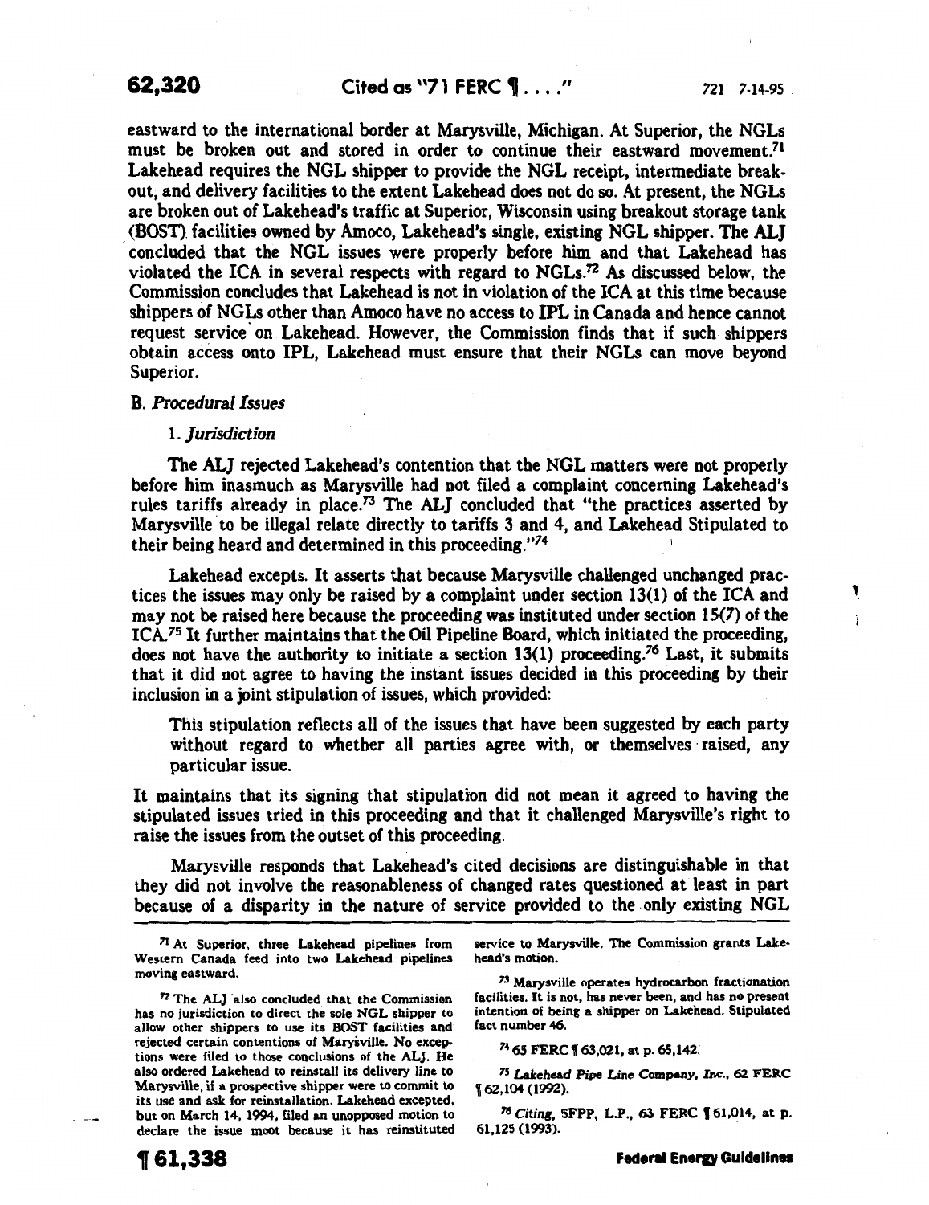eastward to the international border at Marysville, Michigan. At Superior, the NGLs must be broken out and stored in order to continue their eastward movement.[71] Lakehead requires the NGL shipper to provide the NGL receipt, intermediate breakout, and delivery facilities to the extent Lakehead does not do so. At present, the NGLs are broken out of Lakehead's traffic at Superior, Wisconsin using breakout storage tank (BOST) facilities owned by Amoco, Lakehead's single, existing NGL shipper. The ALJ concluded that the NGL issues were properly before him and that Lakehead has violated the ICA in several respects with regard to NGLs.[72] As discussed below, the Commission concludes that Lakehead is not in violation of the ICA at this time because shippers of NGLs other than Amoco have no access to IPL in Canada and hence cannot request service on Lakehead. However, the Commission finds that if such shippers obtain access onto IPL, Lakehead must ensure that their NGLs can move beyond Superior.

### B. *Procedural Issues*

#### 1. *Jurisdiction*

The ALJ rejected Lakehead's contention that the NGL matters were not properly before him inasmuch as Marysville had not filed a complaint concerning Lakehead's rules tariffs already in place.[73] The ALJ concluded that "the practices asserted by Marysville to be illegal relate directly to tariffs 3 and 4, and Lakehead Stipulated to their being heard and determined in this proceeding."[74]

Lakehead excepts. It asserts that because Marysville challenged unchanged practices the issues may only be raised by a complaint under section 13(1) of the ICA and may not be raised here because the proceeding was instituted under section 15(7) of the ICA.[75] It further maintains that the Oil Pipeline Board, which initiated the proceeding, does not have the authority to initiate a section 13(1) proceeding.[76] Last, it submits that it did not agree to having the instant issues decided in this proceeding by their inclusion in a joint stipulation of issues, which provided:

> This stipulation reflects all of the issues that have been suggested by each party without regard to whether all parties agree with, or themselves raised, any particular issue.

It maintains that its signing that stipulation did not mean it agreed to having the stipulated issues tried in this proceeding and that it challenged Marysville's right to raise the issues from the outset of this proceeding.

Marysville responds that Lakehead's cited decisions are distinguishable in that they did not involve the reasonableness of changed rates questioned at least in part because of a disparity in the nature of service provided to the only existing NGL

---

[71] At Superior, three Lakehead pipelines from Western Canada feed into two Lakehead pipelines moving eastward.

[72] The ALJ also concluded that the Commission has no jurisdiction to direct the sole NGL shipper to allow other shippers to use its BOST facilities and rejected certain contentions of Marysville. No exceptions were filed to those conclusions of the ALJ. He also ordered Lakehead to reinstall its delivery line to Marysville, if a prospective shipper were to commit to its use and ask for reinstallation. Lakehead excepted, but on March 14, 1994, filed an unopposed motion to declare the issue moot because it has reinstituted service to Marysville. The Commission grants Lakehead's motion.

[73] Marysville operates hydrocarbon fractionation facilities. It is not, has never been, and has no present intention of being a shipper on Lakehead. Stipulated fact number 46.

[74] 65 FERC ¶ 63,021, at p. 65,142.

[75] *Lakehead Pipe Line Company, Inc.*, 62 FERC ¶ 62,104 (1992).

[76] *Citing*, SFPP, L.P., 63 FERC ¶ 61,014, at p. 61,125 (1993).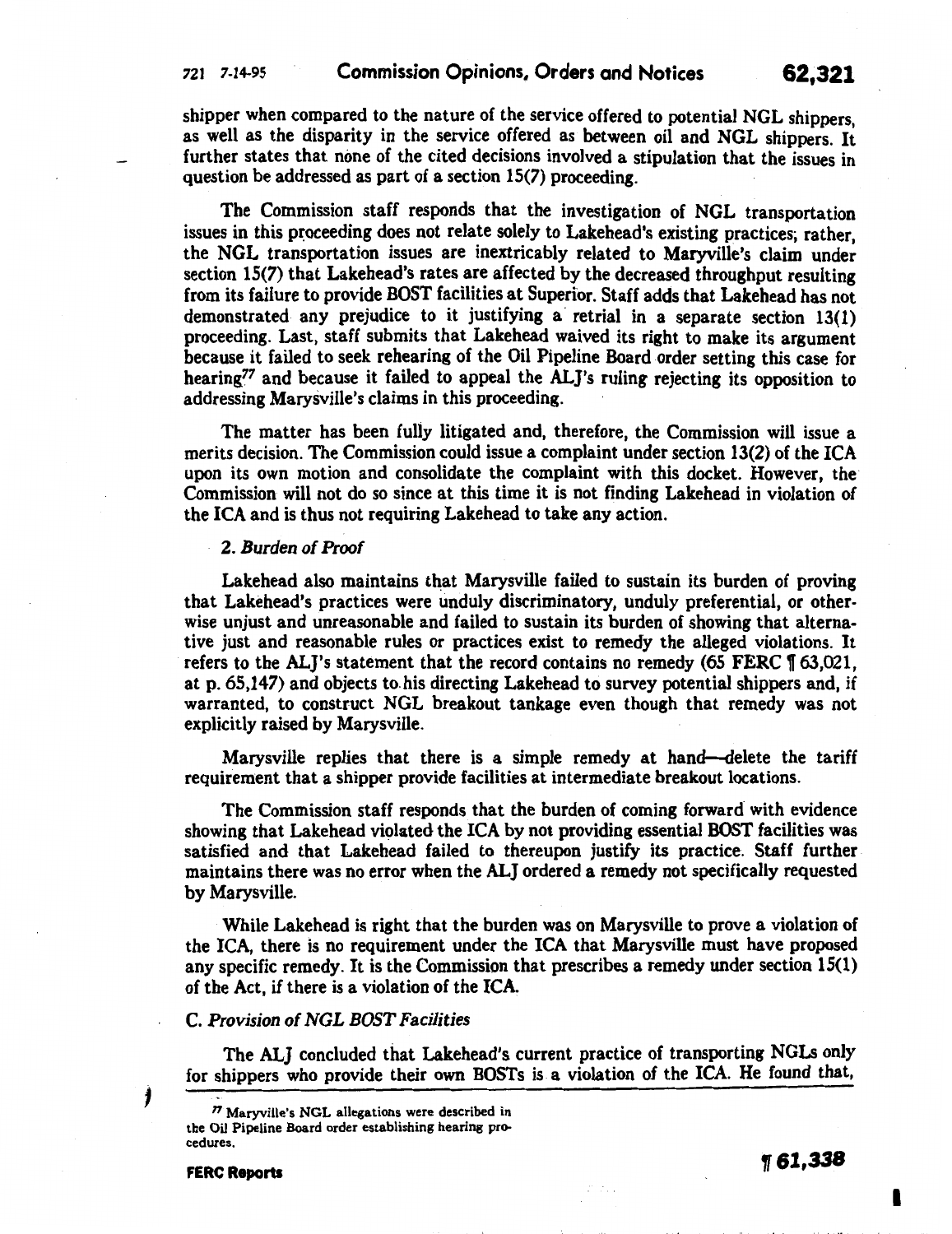shipper when compared to the nature of the service offered to potential NGL shippers, as well as the disparity in the service offered as between oil and NGL shippers. It further states that none of the cited decisions involved a stipulation that the issues in question be addressed as part of a section 15(7) proceeding.

The Commission staff responds that the investigation of NGL transportation issues in this proceeding does not relate solely to Lakehead's existing practices; rather, the NGL transportation issues are inextricably related to Maryville's claim under section 15(7) that Lakehead's rates are affected by the decreased throughput resulting from its failure to provide BOST facilities at Superior. Staff adds that Lakehead has not demonstrated any prejudice to it justifying a retrial in a separate section 13(1) proceeding. Last, staff submits that Lakehead waived its right to make its argument because it failed to seek rehearing of the Oil Pipeline Board order setting this case for hearing[77] and because it failed to appeal the ALJ's ruling rejecting its opposition to addressing Marysville's claims in this proceeding.

The matter has been fully litigated and, therefore, the Commission will issue a merits decision. The Commission could issue a complaint under section 13(2) of the ICA upon its own motion and consolidate the complaint with this docket. However, the Commission will not do so since at this time it is not finding Lakehead in violation of the ICA and is thus not requiring Lakehead to take any action.

### 2. *Burden of Proof*

Lakehead also maintains that Marysville failed to sustain its burden of proving that Lakehead's practices were unduly discriminatory, unduly preferential, or otherwise unjust and unreasonable and failed to sustain its burden of showing that alternative just and reasonable rules or practices exist to remedy the alleged violations. It refers to the ALJ's statement that the record contains no remedy (65 FERC ¶ 63,021, at p. 65,147) and objects to his directing Lakehead to survey potential shippers and, if warranted, to construct NGL breakout tankage even though that remedy was not explicitly raised by Marysville.

Marysville replies that there is a simple remedy at hand—delete the tariff requirement that a shipper provide facilities at intermediate breakout locations.

The Commission staff responds that the burden of coming forward with evidence showing that Lakehead violated the ICA by not providing essential BOST facilities was satisfied and that Lakehead failed to thereupon justify its practice. Staff further maintains there was no error when the ALJ ordered a remedy not specifically requested by Marysville.

While Lakehead is right that the burden was on Marysville to prove a violation of the ICA, there is no requirement under the ICA that Marysville must have proposed any specific remedy. It is the Commission that prescribes a remedy under section 15(1) of the Act, if there is a violation of the ICA.

## C. *Provision of NGL BOST Facilities*

The ALJ concluded that Lakehead's current practice of transporting NGLs only for shippers who provide their own BOSTs is a violation of the ICA. He found that,

---

[77] Maryville's NGL allegations were described in the Oil Pipeline Board order establishing hearing procedures.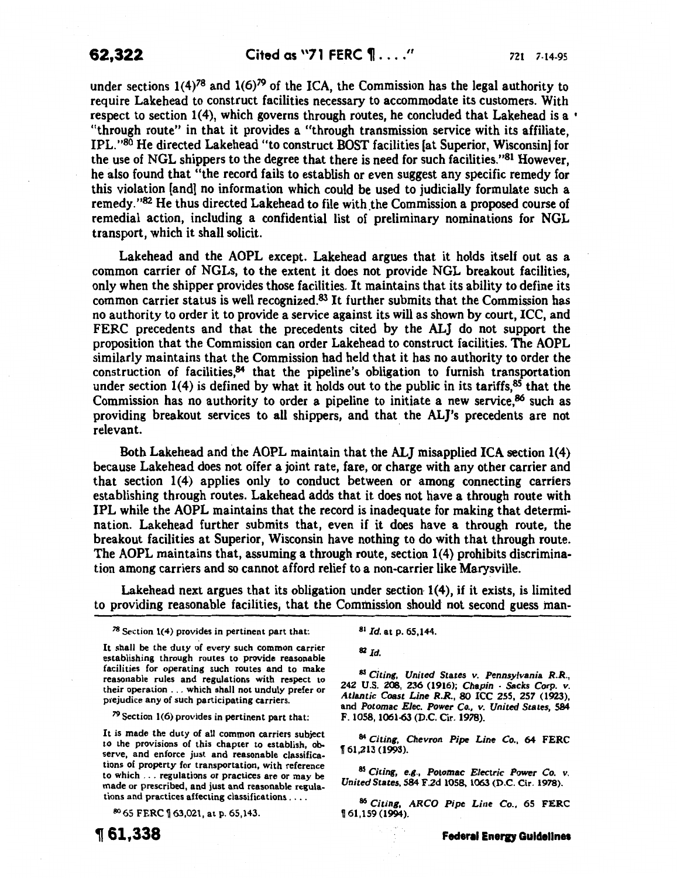under sections 1(4)[78] and 1(6)[79] of the ICA, the Commission has the legal authority to require Lakehead to construct facilities necessary to accommodate its customers. With respect to section 1(4), which governs through routes, he concluded that Lakehead is a "through route" in that it provides a "through transmission service with its affiliate, IPL."[80] He directed Lakehead "to construct BOST facilities [at Superior, Wisconsin] for the use of NGL shippers to the degree that there is need for such facilities."[81] However, he also found that "the record fails to establish or even suggest any specific remedy for this violation [and] no information which could be used to judicially formulate such a remedy."[82] He thus directed Lakehead to file with the Commission a proposed course of remedial action, including a confidential list of preliminary nominations for NGL transport, which it shall solicit.

Lakehead and the AOPL except. Lakehead argues that it holds itself out as a common carrier of NGLs, to the extent it does not provide NGL breakout facilities, only when the shipper provides those facilities. It maintains that its ability to define its common carrier status is well recognized.[83] It further submits that the Commission has no authority to order it to provide a service against its will as shown by court, ICC, and FERC precedents and that the precedents cited by the ALJ do not support the proposition that the Commission can order Lakehead to construct facilities. The AOPL similarly maintains that the Commission had held that it has no authority to order the construction of facilities,[84] that the pipeline's obligation to furnish transportation under section 1(4) is defined by what it holds out to the public in its tariffs,[85] that the Commission has no authority to order a pipeline to initiate a new service,[86] such as providing breakout services to all shippers, and that the ALJ's precedents are not relevant.

Both Lakehead and the AOPL maintain that the ALJ misapplied ICA section 1(4) because Lakehead does not offer a joint rate, fare, or charge with any other carrier and that section 1(4) applies only to conduct between or among connecting carriers establishing through routes. Lakehead adds that it does not have a through route with IPL while the AOPL maintains that the record is inadequate for making that determination. Lakehead further submits that, even if it does have a through route, the breakout facilities at Superior, Wisconsin have nothing to do with that through route. The AOPL maintains that, assuming a through route, section 1(4) prohibits discrimination among carriers and so cannot afford relief to a non-carrier like Marysville.

Lakehead next argues that its obligation under section 1(4), if it exists, is limited to providing reasonable facilities, that the Commission should not second guess man-

---

[78] Section 1(4) provides in pertinent part that:

> It shall be the duty of every such common carrier establishing through routes to provide reasonable facilities for operating such routes and to make reasonable rules and regulations with respect to their operation . . . which shall not unduly prefer or prejudice any of such participating carriers.

[79] Section 1(6) provides in pertinent part that:

> It is made the duty of all common carriers subject to the provisions of this chapter to establish, observe, and enforce just and reasonable classifications of property for transportation, with reference to which . . . regulations or practices are or may be made or prescribed, and just and reasonable regulations and practices affecting classifications . . . .

[80] 65 FERC ¶ 63,021, at p. 65,143.

[81] *Id.* at p. 65,144.

[82] *Id.*

[83] *Citing, United States v. Pennsylvania R.R.,* 242 U.S. 208, 236 (1916); *Chapin - Sacks Corp. v. Atlantic Coast Line R.R.,* 80 ICC 255, 257 (1923), and *Potomac Elec. Power Co., v. United States,* 584 F. 1058, 1061-63 (D.C. Cir. 1978).

[84] *Citing, Chevron Pipe Line Co.,* 64 FERC ¶ 61,213 (1993).

[85] *Citing, e.g., Potomac Electric Power Co. v. United States,* 584 F.2d 1058, 1063 (D.C. Cir. 1978).

[86] *Citing, ARCO Pipe Line Co.,* 65 FERC ¶ 61,159 (1994).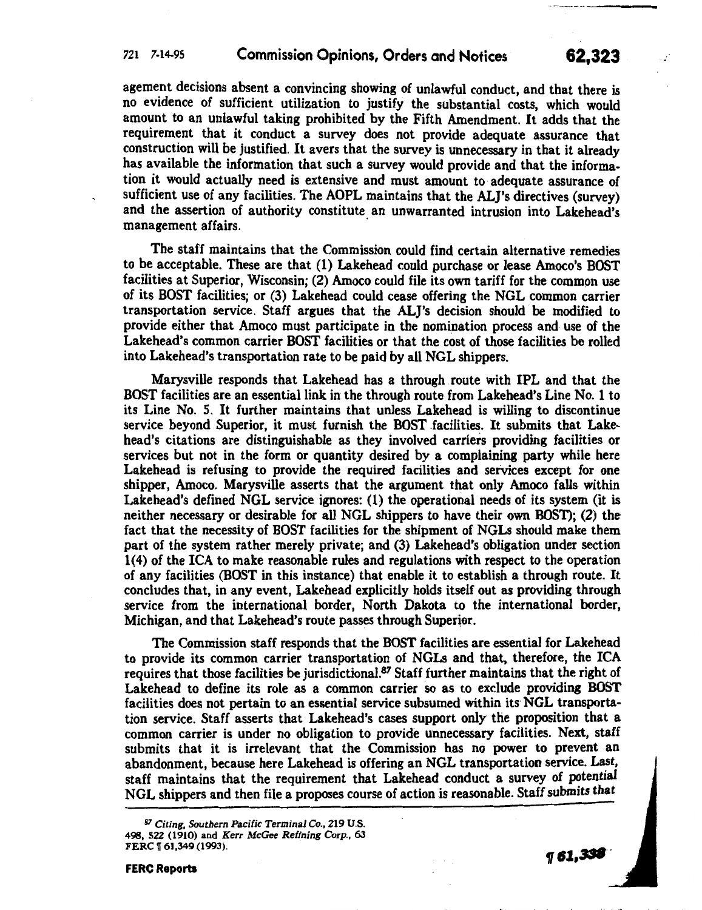agement decisions absent a convincing showing of unlawful conduct, and that there is no evidence of sufficient utilization to justify the substantial costs, which would amount to an unlawful taking prohibited by the Fifth Amendment. It adds that the requirement that it conduct a survey does not provide adequate assurance that construction will be justified. It avers that the survey is unnecessary in that it already has available the information that such a survey would provide and that the information it would actually need is extensive and must amount to adequate assurance of sufficient use of any facilities. The AOPL maintains that the ALJ's directives (survey) and the assertion of authority constitute an unwarranted intrusion into Lakehead's management affairs.

The staff maintains that the Commission could find certain alternative remedies to be acceptable. These are that (1) Lakehead could purchase or lease Amoco's BOST facilities at Superior, Wisconsin; (2) Amoco could file its own tariff for the common use of its BOST facilities; or (3) Lakehead could cease offering the NGL common carrier transportation service. Staff argues that the ALJ's decision should be modified to provide either that Amoco must participate in the nomination process and use of the Lakehead's common carrier BOST facilities or that the cost of those facilities be rolled into Lakehead's transportation rate to be paid by all NGL shippers.

Marysville responds that Lakehead has a through route with IPL and that the BOST facilities are an essential link in the through route from Lakehead's Line No. 1 to its Line No. 5. It further maintains that unless Lakehead is willing to discontinue service beyond Superior, it must furnish the BOST facilities. It submits that Lakehead's citations are distinguishable as they involved carriers providing facilities or services but not in the form or quantity desired by a complaining party while here Lakehead is refusing to provide the required facilities and services except for one shipper, Amoco. Marysville asserts that the argument that only Amoco falls within Lakehead's defined NGL service ignores: (1) the operational needs of its system (it is neither necessary or desirable for all NGL shippers to have their own BOST); (2) the fact that the necessity of BOST facilities for the shipment of NGLs should make them part of the system rather merely private; and (3) Lakehead's obligation under section 1(4) of the ICA to make reasonable rules and regulations with respect to the operation of any facilities (BOST in this instance) that enable it to establish a through route. It concludes that, in any event, Lakehead explicitly holds itself out as providing through service from the international border, North Dakota to the international border, Michigan, and that Lakehead's route passes through Superior.

The Commission staff responds that the BOST facilities are essential for Lakehead to provide its common carrier transportation of NGLs and that, therefore, the ICA requires that those facilities be jurisdictional.[87] Staff further maintains that the right of Lakehead to define its role as a common carrier so as to exclude providing BOST facilities does not pertain to an essential service subsumed within its NGL transportation service. Staff asserts that Lakehead's cases support only the proposition that a common carrier is under no obligation to provide unnecessary facilities. Next, staff submits that it is irrelevant that the Commission has no power to prevent an abandonment, because here Lakehead is offering an NGL transportation service. Last, staff maintains that the requirement that Lakehead conduct a survey of potential NGL shippers and then file a proposes course of action is reasonable. Staff submits that

---

[87] *Citing, Southern Pacific Terminal Co.*, 219 U.S. 498, 522 (1910) and *Kerr McGee Refining Corp.*, 63 FERC ¶ 61,349 (1993).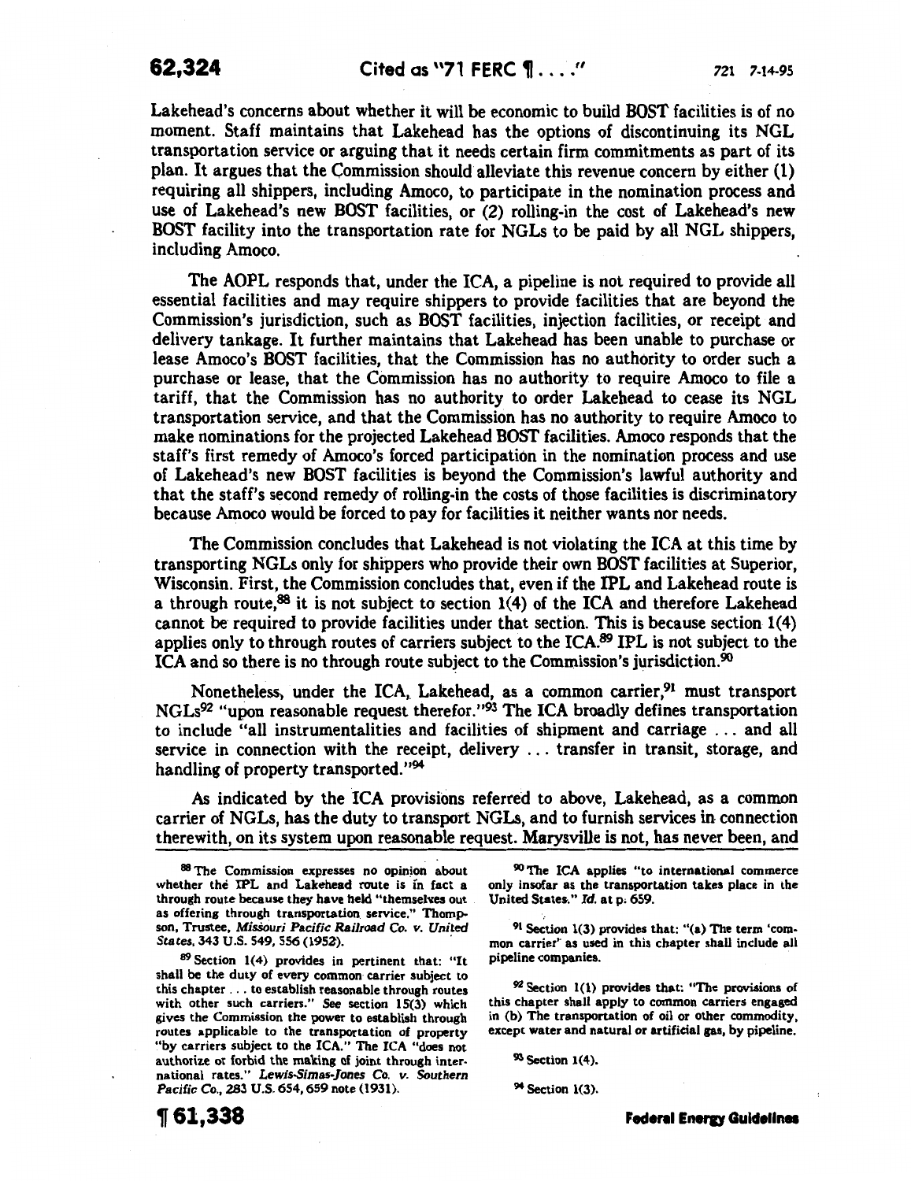Lakehead's concerns about whether it will be economic to build BOST facilities is of no moment. Staff maintains that Lakehead has the options of discontinuing its NGL transportation service or arguing that it needs certain firm commitments as part of its plan. It argues that the Commission should alleviate this revenue concern by either (1) requiring all shippers, including Amoco, to participate in the nomination process and use of Lakehead's new BOST facilities, or (2) rolling-in the cost of Lakehead's new BOST facility into the transportation rate for NGLs to be paid by all NGL shippers, including Amoco.

The AOPL responds that, under the ICA, a pipeline is not required to provide all essential facilities and may require shippers to provide facilities that are beyond the Commission's jurisdiction, such as BOST facilities, injection facilities, or receipt and delivery tankage. It further maintains that Lakehead has been unable to purchase or lease Amoco's BOST facilities, that the Commission has no authority to order such a purchase or lease, that the Commission has no authority to require Amoco to file a tariff, that the Commission has no authority to order Lakehead to cease its NGL transportation service, and that the Commission has no authority to require Amoco to make nominations for the projected Lakehead BOST facilities. Amoco responds that the staff's first remedy of Amoco's forced participation in the nomination process and use of Lakehead's new BOST facilities is beyond the Commission's lawful authority and that the staff's second remedy of rolling-in the costs of those facilities is discriminatory because Amoco would be forced to pay for facilities it neither wants nor needs.

The Commission concludes that Lakehead is not violating the ICA at this time by transporting NGLs only for shippers who provide their own BOST facilities at Superior, Wisconsin. First, the Commission concludes that, even if the IPL and Lakehead route is a through route,[88] it is not subject to section 1(4) of the ICA and therefore Lakehead cannot be required to provide facilities under that section. This is because section 1(4) applies only to through routes of carriers subject to the ICA.[89] IPL is not subject to the ICA and so there is no through route subject to the Commission's jurisdiction.[90]

Nonetheless, under the ICA, Lakehead, as a common carrier,[91] must transport NGLs[92] "upon reasonable request therefor."[93] The ICA broadly defines transportation to include "all instrumentalities and facilities of shipment and carriage ... and all service in connection with the receipt, delivery ... transfer in transit, storage, and handling of property transported."[94]

As indicated by the ICA provisions referred to above, Lakehead, as a common carrier of NGLs, has the duty to transport NGLs, and to furnish services in connection therewith, on its system upon reasonable request. Marysville is not, has never been, and

[88] The Commission expresses no opinion about whether the IPL and Lakehead route is in fact a through route because they have held "themselves out as offering through transportation service." Thompson, Trustee, *Missouri Pacific Railroad Co. v. United States*, 343 U.S. 549, 556 (1952).

[89] Section 1(4) provides in pertinent that: "It shall be the duty of every common carrier subject to this chapter ... to establish reasonable through routes with other such carriers." *See* section 15(3) which gives the Commission the power to establish through routes applicable to the transportation of property "by carriers subject to the ICA." The ICA "does not authorize or forbid the making of joint through international rates." *Lewis-Simas-Jones Co. v. Southern Pacific Co.*, 283 U.S. 654, 659 note (1931).

[90] The ICA applies "to international commerce only insofar as the transportation takes place in the United States." *Id.* at p. 659.

[91] Section 1(3) provides that: "(a) The term 'common carrier' as used in this chapter shall include all pipeline companies.

[92] Section 1(1) provides that: "The provisions of this chapter shall apply to common carriers engaged in (b) The transportation of oil or other commodity, except water and natural or artificial gas, by pipeline.

[93] Section 1(4).

[94] Section 1(3).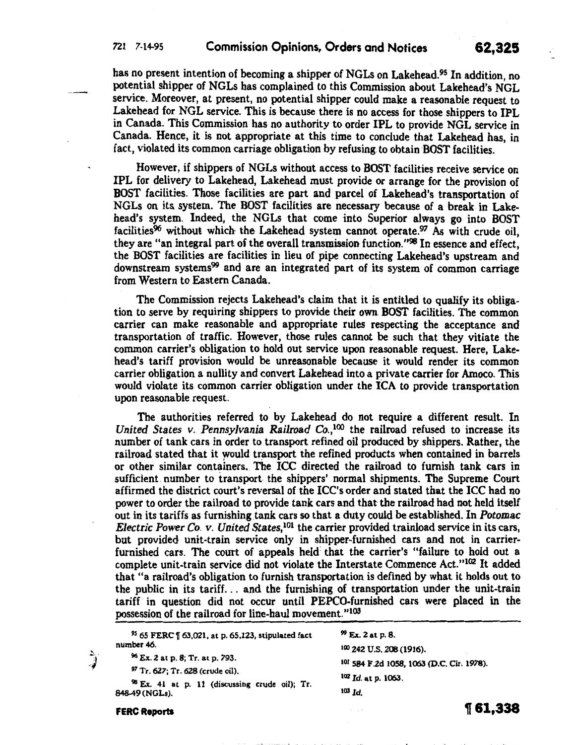has no present intention of becoming a shipper of NGLs on Lakehead.[95] In addition, no potential shipper of NGLs has complained to this Commission about Lakehead's NGL service. Moreover, at present, no potential shipper could make a reasonable request to Lakehead for NGL service. This is because there is no access for those shippers to IPL in Canada. This Commission has no authority to order IPL to provide NGL service in Canada. Hence, it is not appropriate at this time to conclude that Lakehead has, in fact, violated its common carriage obligation by refusing to obtain BOST facilities.

However, if shippers of NGLs without access to BOST facilities receive service on IPL for delivery to Lakehead, Lakehead must provide or arrange for the provision of BOST facilities. Those facilities are part and parcel of Lakehead's transportation of NGLs on its system. The BOST facilities are necessary because of a break in Lakehead's system. Indeed, the NGLs that come into Superior always go into BOST facilities[96] without which the Lakehead system cannot operate.[97] As with crude oil, they are "an integral part of the overall transmission function."[98] In essence and effect, the BOST facilities are facilities in lieu of pipe connecting Lakehead's upstream and downstream systems[99] and are an integrated part of its system of common carriage from Western to Eastern Canada.

The Commission rejects Lakehead's claim that it is entitled to qualify its obligation to serve by requiring shippers to provide their own BOST facilities. The common carrier can make reasonable and appropriate rules respecting the acceptance and transportation of traffic. However, those rules cannot be such that they vitiate the common carrier's obligation to hold out service upon reasonable request. Here, Lakehead's tariff provision would be unreasonable because it would render its common carrier obligation a nullity and convert Lakehead into a private carrier for Amoco. This would violate its common carrier obligation under the ICA to provide transportation upon reasonable request.

The authorities referred to by Lakehead do not require a different result. In *United States v. Pennsylvania Railroad Co.*,[100] the railroad refused to increase its number of tank cars in order to transport refined oil produced by shippers. Rather, the railroad stated that it would transport the refined products when contained in barrels or other similar containers. The ICC directed the railroad to furnish tank cars in sufficient number to transport the shippers' normal shipments. The Supreme Court affirmed the district court's reversal of the ICC's order and stated that the ICC had no power to order the railroad to provide tank cars and that the railroad had not held itself out in its tariffs as furnishing tank cars so that a duty could be established. In *Potomac Electric Power Co. v. United States*,[101] the carrier provided trainload service in its cars, but provided unit-train service only in shipper-furnished cars and not in carrier-furnished cars. The court of appeals held that the carrier's "failure to hold out a complete unit-train service did not violate the Interstate Commence Act."[102] It added that "a railroad's obligation to furnish transportation is defined by what it holds out to the public in its tariff... and the furnishing of transportation under the unit-train tariff in question did not occur until PEPCO-furnished cars were placed in the possession of the railroad for line-haul movement."[103]

---

[95] 65 FERC ¶ 63,021, at p. 65,123, stipulated fact number 46.

[96] Ex. 2 at p. 8; Tr. at p. 793.

[97] Tr. 627; Tr. 628 (crude oil).

[98] Ex. 41 at p. 11 (discussing crude oil); Tr. 848-49 (NGLs).

[99] Ex. 2 at p. 8.

[100] 242 U.S. 208 (1916).

[101] 584 F.2d 1058, 1063 (D.C. Cir. 1978).

[102] *Id.* at p. 1063.

[103] *Id.*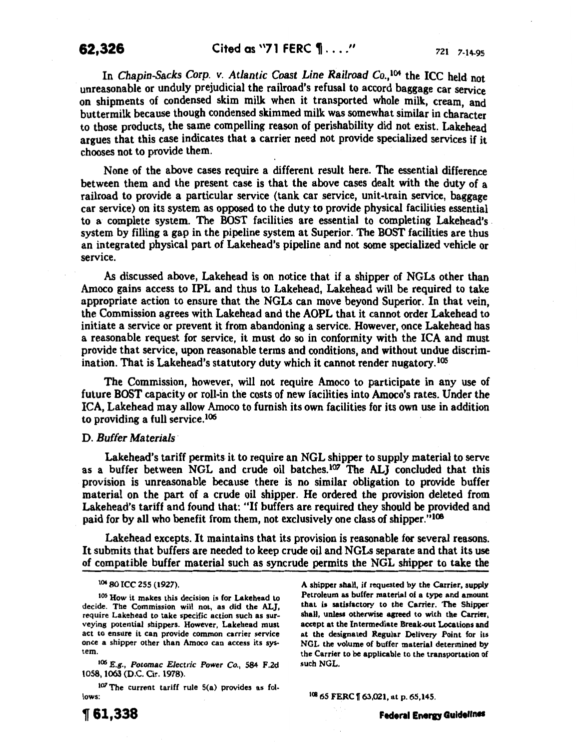In *Chapin-Sacks Corp. v. Atlantic Coast Line Railroad Co.*,[104] the ICC held not unreasonable or unduly prejudicial the railroad's refusal to accord baggage car service on shipments of condensed skim milk when it transported whole milk, cream, and buttermilk because though condensed skimmed milk was somewhat similar in character to those products, the same compelling reason of perishability did not exist. Lakehead argues that this case indicates that a carrier need not provide specialized services if it chooses not to provide them.

None of the above cases require a different result here. The essential difference between them and the present case is that the above cases dealt with the duty of a railroad to provide a particular service (tank car service, unit-train service, baggage car service) on its system as opposed to the duty to provide physical facilities essential to a complete system. The BOST facilities are essential to completing Lakehead's system by filling a gap in the pipeline system at Superior. The BOST facilities are thus an integrated physical part of Lakehead's pipeline and not some specialized vehicle or service.

As discussed above, Lakehead is on notice that if a shipper of NGLs other than Amoco gains access to IPL and thus to Lakehead, Lakehead will be required to take appropriate action to ensure that the NGLs can move beyond Superior. In that vein, the Commission agrees with Lakehead and the AOPL that it cannot order Lakehead to initiate a service or prevent it from abandoning a service. However, once Lakehead has a reasonable request for service, it must do so in conformity with the ICA and must provide that service, upon reasonable terms and conditions, and without undue discrimination. That is Lakehead's statutory duty which it cannot render nugatory.[105]

The Commission, however, will not require Amoco to participate in any use of future BOST capacity or roll-in the costs of new facilities into Amoco's rates. Under the ICA, Lakehead may allow Amoco to furnish its own facilities for its own use in addition to providing a full service.[106]

### D. *Buffer Materials*

Lakehead's tariff permits it to require an NGL shipper to supply material to serve as a buffer between NGL and crude oil batches.[107] The ALJ concluded that this provision is unreasonable because there is no similar obligation to provide buffer material on the part of a crude oil shipper. He ordered the provision deleted from Lakehead's tariff and found that: "If buffers are required they should be provided and paid for by all who benefit from them, not exclusively one class of shipper."[108]

Lakehead excepts. It maintains that its provision is reasonable for several reasons. It submits that buffers are needed to keep crude oil and NGLs separate and that its use of compatible buffer material such as syncrude permits the NGL shipper to take the

---

[104] 80 ICC 255 (1927).

[105] How it makes this decision is for Lakehead to decide. The Commission will not, as did the ALJ, require Lakehead to take specific action such as surveying potential shippers. However, Lakehead must act to ensure it can provide common carrier service once a shipper other than Amoco can access its system.

[106] *E.g., Potomac Electric Power Co.*, 584 F.2d 1058, 1063 (D.C. Cir. 1978).

[107] The current tariff rule 5(a) provides as follows:

A shipper shall, if requested by the Carrier, supply Petroleum as buffer material of a type and amount that is satisfactory to the Carrier. The Shipper shall, unless otherwise agreed to with the Carrier, accept at the Intermediate Break-out Locations and at the designated Regular Delivery Point for its NGL the volume of buffer material determined by the Carrier to be applicable to the transportation of such NGL.

[108] 65 FERC ¶ 63,021, at p. 65,145.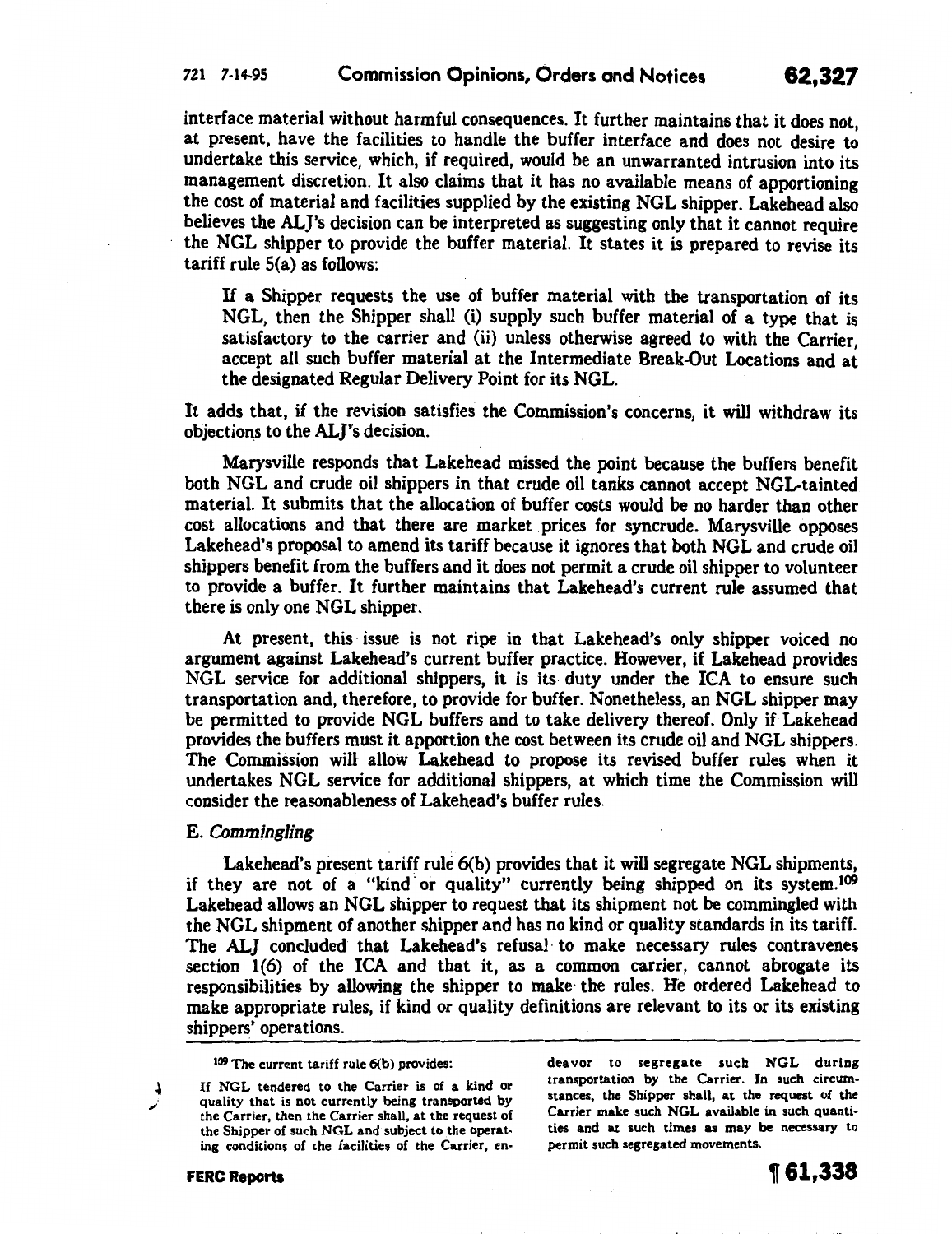interface material without harmful consequences. It further maintains that it does not, at present, have the facilities to handle the buffer interface and does not desire to undertake this service, which, if required, would be an unwarranted intrusion into its management discretion. It also claims that it has no available means of apportioning the cost of material and facilities supplied by the existing NGL shipper. Lakehead also believes the ALJ's decision can be interpreted as suggesting only that it cannot require the NGL shipper to provide the buffer material. It states it is prepared to revise its tariff rule 5(a) as follows:

> If a Shipper requests the use of buffer material with the transportation of its NGL, then the Shipper shall (i) supply such buffer material of a type that is satisfactory to the carrier and (ii) unless otherwise agreed to with the Carrier, accept all such buffer material at the Intermediate Break-Out Locations and at the designated Regular Delivery Point for its NGL.

It adds that, if the revision satisfies the Commission's concerns, it will withdraw its objections to the ALJ's decision.

Marysville responds that Lakehead missed the point because the buffers benefit both NGL and crude oil shippers in that crude oil tanks cannot accept NGL-tainted material. It submits that the allocation of buffer costs would be no harder than other cost allocations and that there are market prices for syncrude. Marysville opposes Lakehead's proposal to amend its tariff because it ignores that both NGL and crude oil shippers benefit from the buffers and it does not permit a crude oil shipper to volunteer to provide a buffer. It further maintains that Lakehead's current rule assumed that there is only one NGL shipper.

At present, this issue is not ripe in that Lakehead's only shipper voiced no argument against Lakehead's current buffer practice. However, if Lakehead provides NGL service for additional shippers, it is its duty under the ICA to ensure such transportation and, therefore, to provide for buffer. Nonetheless, an NGL shipper may be permitted to provide NGL buffers and to take delivery thereof. Only if Lakehead provides the buffers must it apportion the cost between its crude oil and NGL shippers. The Commission will allow Lakehead to propose its revised buffer rules when it undertakes NGL service for additional shippers, at which time the Commission will consider the reasonableness of Lakehead's buffer rules.

### E. *Commingling*

Lakehead's present tariff rule 6(b) provides that it will segregate NGL shipments, if they are not of a "kind or quality" currently being shipped on its system.[109] Lakehead allows an NGL shipper to request that its shipment not be commingled with the NGL shipment of another shipper and has no kind or quality standards in its tariff. The ALJ concluded that Lakehead's refusal to make necessary rules contravenes section 1(6) of the ICA and that it, as a common carrier, cannot abrogate its responsibilities by allowing the shipper to make the rules. He ordered Lakehead to make appropriate rules, if kind or quality definitions are relevant to its or its existing shippers' operations.

---

[109] The current tariff rule 6(b) provides:

> If NGL tendered to the Carrier is of a kind or quality that is not currently being transported by the Carrier, then the Carrier shall, at the request of the Shipper of such NGL and subject to the operating conditions of the facilities of the Carrier, endeavor to segregate such NGL during transportation by the Carrier. In such circumstances, the Shipper shall, at the request of the Carrier make such NGL available in such quantities and at such times as may be necessary to permit such segregated movements.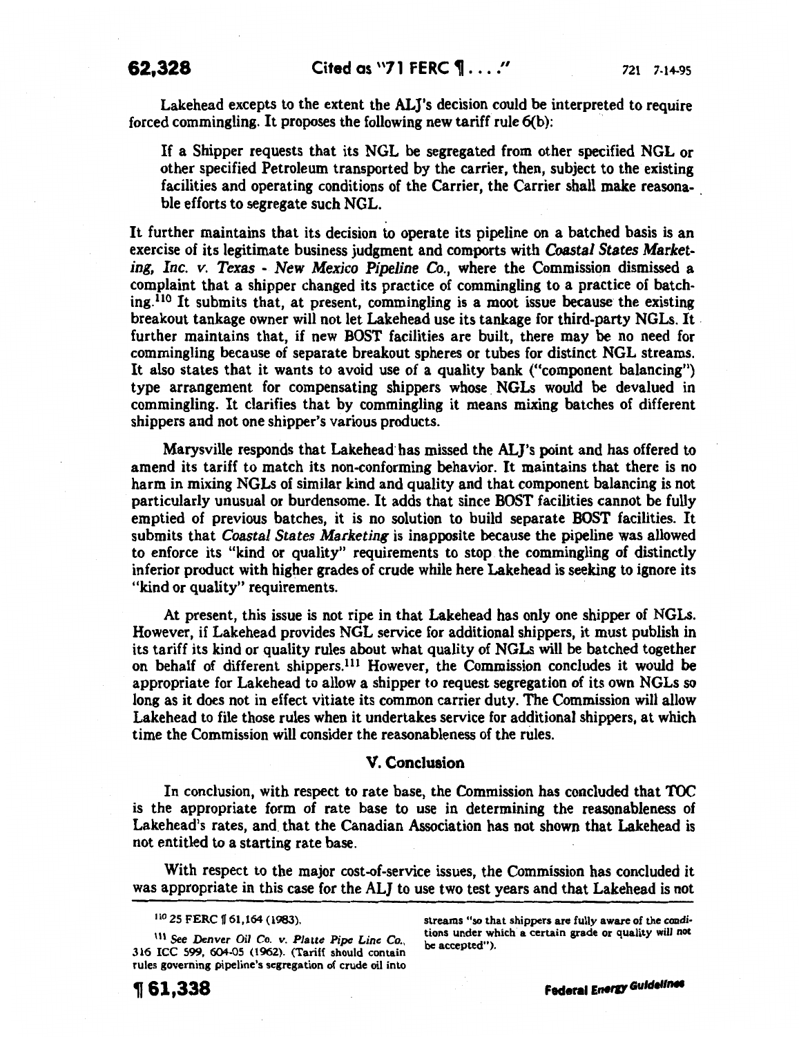Lakehead excepts to the extent the ALJ's decision could be interpreted to require forced commingling. It proposes the following new tariff rule 6(b):

> If a Shipper requests that its NGL be segregated from other specified NGL or other specified Petroleum transported by the carrier, then, subject to the existing facilities and operating conditions of the Carrier, the Carrier shall make reasonable efforts to segregate such NGL.

It further maintains that its decision to operate its pipeline on a batched basis is an exercise of its legitimate business judgment and comports with *Coastal States Marketing, Inc. v. Texas - New Mexico Pipeline Co.*, where the Commission dismissed a complaint that a shipper changed its practice of commingling to a practice of batching.[110] It submits that, at present, commingling is a moot issue because the existing breakout tankage owner will not let Lakehead use its tankage for third-party NGLs. It further maintains that, if new BOST facilities are built, there may be no need for commingling because of separate breakout spheres or tubes for distinct NGL streams. It also states that it wants to avoid use of a quality bank ("component balancing") type arrangement for compensating shippers whose NGLs would be devalued in commingling. It clarifies that by commingling it means mixing batches of different shippers and not one shipper's various products.

Marysville responds that Lakehead has missed the ALJ's point and has offered to amend its tariff to match its non-conforming behavior. It maintains that there is no harm in mixing NGLs of similar kind and quality and that component balancing is not particularly unusual or burdensome. It adds that since BOST facilities cannot be fully emptied of previous batches, it is no solution to build separate BOST facilities. It submits that *Coastal States Marketing* is inapposite because the pipeline was allowed to enforce its "kind or quality" requirements to stop the commingling of distinctly inferior product with higher grades of crude while here Lakehead is seeking to ignore its "kind or quality" requirements.

At present, this issue is not ripe in that Lakehead has only one shipper of NGLs. However, if Lakehead provides NGL service for additional shippers, it must publish in its tariff its kind or quality rules about what quality of NGLs will be batched together on behalf of different shippers.[111] However, the Commission concludes it would be appropriate for Lakehead to allow a shipper to request segregation of its own NGLs so long as it does not in effect vitiate its common carrier duty. The Commission will allow Lakehead to file those rules when it undertakes service for additional shippers, at which time the Commission will consider the reasonableness of the rules.

## V. Conclusion

In conclusion, with respect to rate base, the Commission has concluded that TOC is the appropriate form of rate base to use in determining the reasonableness of Lakehead's rates, and that the Canadian Association has not shown that Lakehead is not entitled to a starting rate base.

With respect to the major cost-of-service issues, the Commission has concluded it was appropriate in this case for the ALJ to use two test years and that Lakehead is not

---

[110] 25 FERC ¶ 61,164 (1983).

[111] *See Denver Oil Co. v. Platte Pipe Line Co.*, 316 ICC 599, 604-05 (1962). (Tariff should contain rules governing pipeline's segregation of crude oil into streams "so that shippers are fully aware of the conditions under which a certain grade or quality will not be accepted").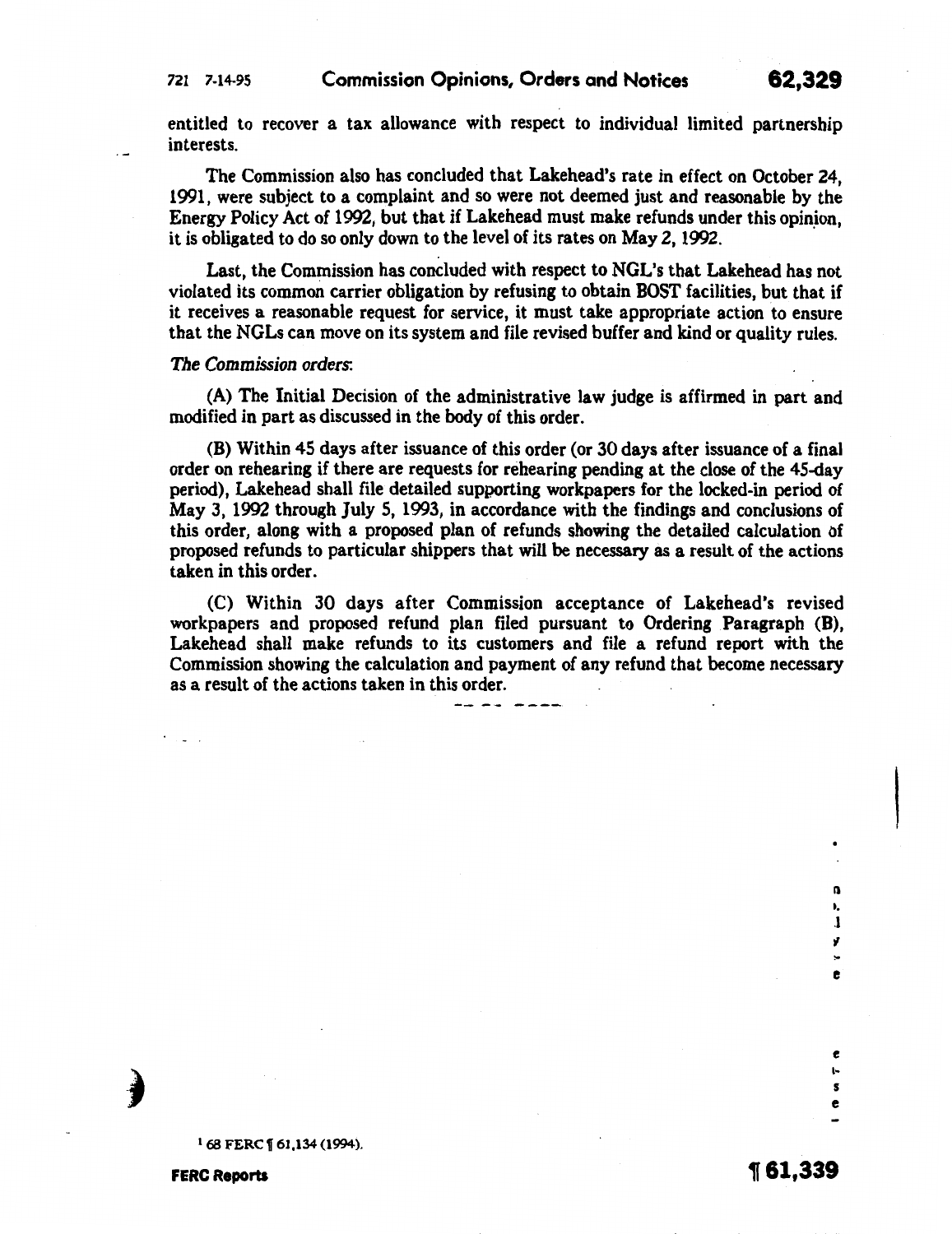entitled to recover a tax allowance with respect to individual limited partnership interests.

The Commission also has concluded that Lakehead's rate in effect on October 24, 1991, were subject to a complaint and so were not deemed just and reasonable by the Energy Policy Act of 1992, but that if Lakehead must make refunds under this opinion, it is obligated to do so only down to the level of its rates on May 2, 1992.

Last, the Commission has concluded with respect to NGL's that Lakehead has not violated its common carrier obligation by refusing to obtain BOST facilities, but that if it receives a reasonable request for service, it must take appropriate action to ensure that the NGLs can move on its system and file revised buffer and kind or quality rules.

*The Commission orders*:

(A) The Initial Decision of the administrative law judge is affirmed in part and modified in part as discussed in the body of this order.

(B) Within 45 days after issuance of this order (or 30 days after issuance of a final order on rehearing if there are requests for rehearing pending at the close of the 45-day period), Lakehead shall file detailed supporting workpapers for the locked-in period of May 3, 1992 through July 5, 1993, in accordance with the findings and conclusions of this order, along with a proposed plan of refunds showing the detailed calculation of proposed refunds to particular shippers that will be necessary as a result of the actions taken in this order.

(C) Within 30 days after Commission acceptance of Lakehead's revised workpapers and proposed refund plan filed pursuant to Ordering Paragraph (B), Lakehead shall make refunds to its customers and file a refund report with the Commission showing the calculation and payment of any refund that become necessary as a result of the actions taken in this order.

[1] 68 FERC ¶ 61,134 (1994).